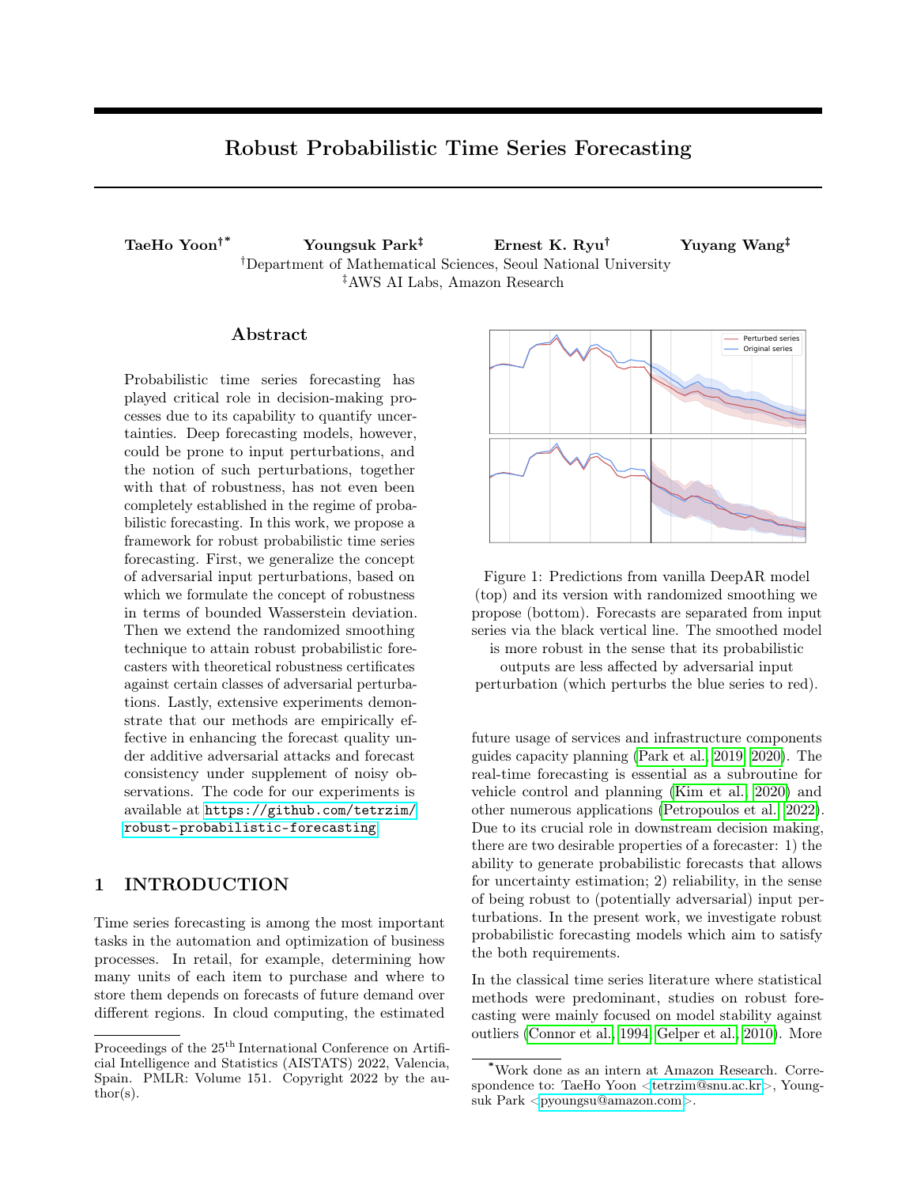# Robust Probabilistic Time Series Forecasting

**TaeHo Yoon**[†*] **Youngsuk Park**[‡] **Ernest K. Ryu**[†] **Yuyang Wang**[‡]

[†]Department of Mathematical Sciences, Seoul National University
[‡]AWS AI Labs, Amazon Research

## Abstract

Probabilistic time series forecasting has played critical role in decision-making processes due to its capability to quantify uncertainties. Deep forecasting models, however, could be prone to input perturbations, and the notion of such perturbations, together with that of robustness, has not even been completely established in the regime of probabilistic forecasting. In this work, we propose a framework for robust probabilistic time series forecasting. First, we generalize the concept of adversarial input perturbations, based on which we formulate the concept of robustness in terms of bounded Wasserstein deviation. Then we extend the randomized smoothing technique to attain robust probabilistic forecasters with theoretical robustness certificates against certain classes of adversarial perturbations. Lastly, extensive experiments demonstrate that our methods are empirically effective in enhancing the forecast quality under additive adversarial attacks and forecast consistency under supplement of noisy observations. The code for our experiments is available at https://github.com/tetrzim/robust-probabilistic-forecasting.

Perturbed series
Original series

Figure 1: Predictions from vanilla DeepAR model (top) and its version with randomized smoothing we propose (bottom). Forecasts are separated from input series via the black vertical line. The smoothed model is more robust in the sense that its probabilistic outputs are less affected by adversarial input perturbation (which perturbs the blue series to red).

## 1 INTRODUCTION

Time series forecasting is among the most important tasks in the automation and optimization of business processes. In retail, for example, determining how many units of each item to purchase and where to store them depends on forecasts of future demand over different regions. In cloud computing, the estimated future usage of services and infrastructure components guides capacity planning (Park et al., 2019, 2020). The real-time forecasting is essential as a subroutine for vehicle control and planning (Kim et al., 2020) and other numerous applications (Petropoulos et al., 2022). Due to its crucial role in downstream decision making, there are two desirable properties of a forecaster: 1) the ability to generate probabilistic forecasts that allows for uncertainty estimation; 2) reliability, in the sense of being robust to (potentially adversarial) input perturbations. In the present work, we investigate robust probabilistic forecasting models which aim to satisfy the both requirements.

In the classical time series literature where statistical methods were predominant, studies on robust forecasting were mainly focused on model stability against outliers (Connor et al., 1994, Gelper et al., 2010). More

Proceedings of the 25th International Conference on Artificial Intelligence and Statistics (AISTATS) 2022, Valencia, Spain. PMLR: Volume 151. Copyright 2022 by the author(s).

[*]Work done as an intern at Amazon Research. Correspondence to: TaeHo Yoon <tetrzim@snu.ac.kr>, Youngsuk Park <pyoungsu@amazon.com>.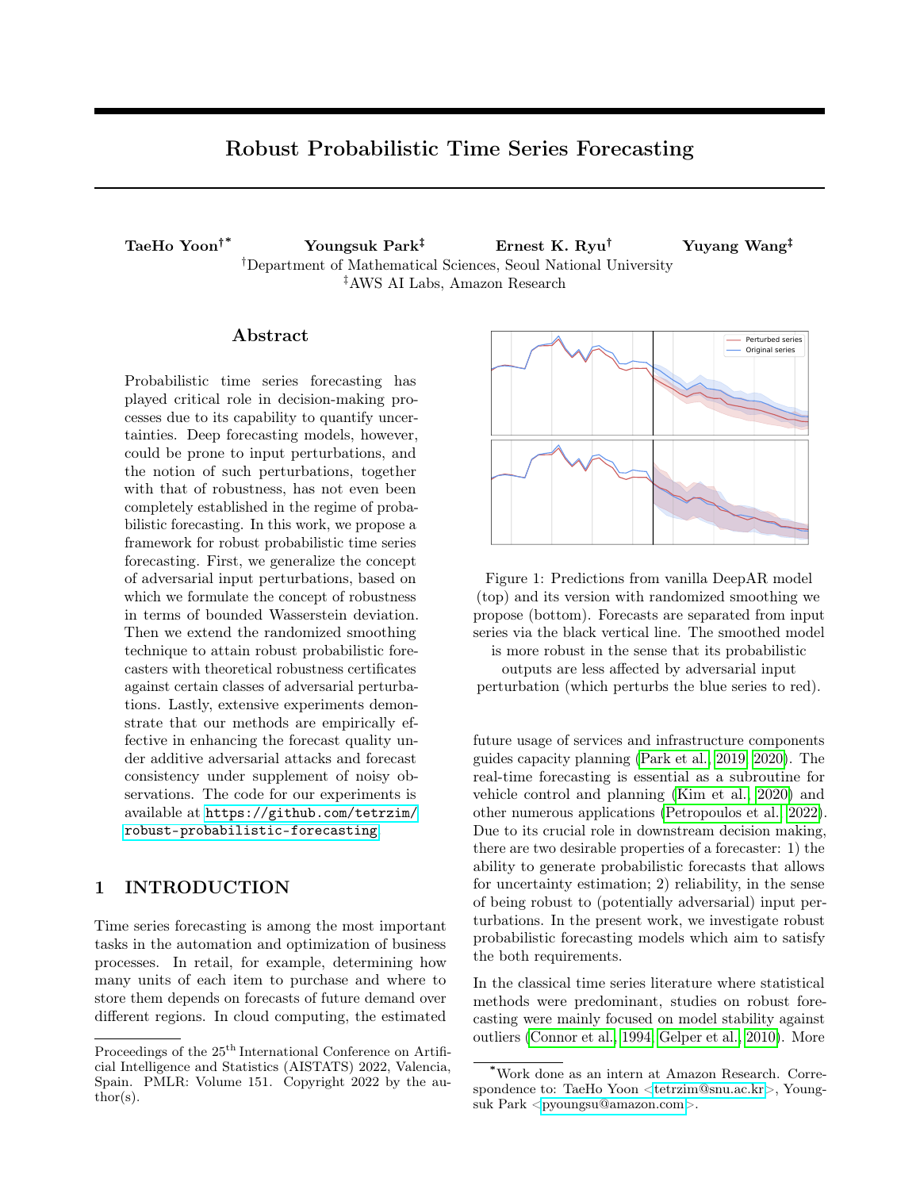# Robust Probabilistic Time Series Forecasting

**TaeHo Yoon**[†*] **Youngsuk Park**[‡] **Ernest K. Ryu**[†] **Yuyang Wang**[‡]

[†]Department of Mathematical Sciences, Seoul National University
[‡]AWS AI Labs, Amazon Research

## Abstract

Probabilistic time series forecasting has played critical role in decision-making processes due to its capability to quantify uncertainties. Deep forecasting models, however, could be prone to input perturbations, and the notion of such perturbations, together with that of robustness, has not even been completely established in the regime of probabilistic forecasting. In this work, we propose a framework for robust probabilistic time series forecasting. First, we generalize the concept of adversarial input perturbations, based on which we formulate the concept of robustness in terms of bounded Wasserstein deviation. Then we extend the randomized smoothing technique to attain robust probabilistic forecasters with theoretical robustness certificates against certain classes of adversarial perturbations. Lastly, extensive experiments demonstrate that our methods are empirically effective in enhancing the forecast quality under additive adversarial attacks and forecast consistency under supplement of noisy observations. The code for our experiments is available at https://github.com/tetrzim/robust-probabilistic-forecasting.

Perturbed series
Original series

Figure 1: Predictions from vanilla DeepAR model (top) and its version with randomized smoothing we propose (bottom). Forecasts are separated from input series via the black vertical line. The smoothed model is more robust in the sense that its probabilistic outputs are less affected by adversarial input perturbation (which perturbs the blue series to red).

## 1 INTRODUCTION

Time series forecasting is among the most important tasks in the automation and optimization of business processes. In retail, for example, determining how many units of each item to purchase and where to store them depends on forecasts of future demand over different regions. In cloud computing, the estimated future usage of services and infrastructure components guides capacity planning (Park et al., 2019, 2020). The real-time forecasting is essential as a subroutine for vehicle control and planning (Kim et al., 2020) and other numerous applications (Petropoulos et al., 2022). Due to its crucial role in downstream decision making, there are two desirable properties of a forecaster: 1) the ability to generate probabilistic forecasts that allows for uncertainty estimation; 2) reliability, in the sense of being robust to (potentially adversarial) input perturbations. In the present work, we investigate robust probabilistic forecasting models which aim to satisfy the both requirements.

In the classical time series literature where statistical methods were predominant, studies on robust forecasting were mainly focused on model stability against outliers (Connor et al., 1994; Gelper et al., 2010). More

Proceedings of the 25[th] International Conference on Artificial Intelligence and Statistics (AISTATS) 2022, Valencia, Spain. PMLR: Volume 151. Copyright 2022 by the author(s).

[*]Work done as an intern at Amazon Research. Correspondence to: TaeHo Yoon <tetrzim@snu.ac.kr>, Youngsuk Park <pyoungsu@amazon.com>.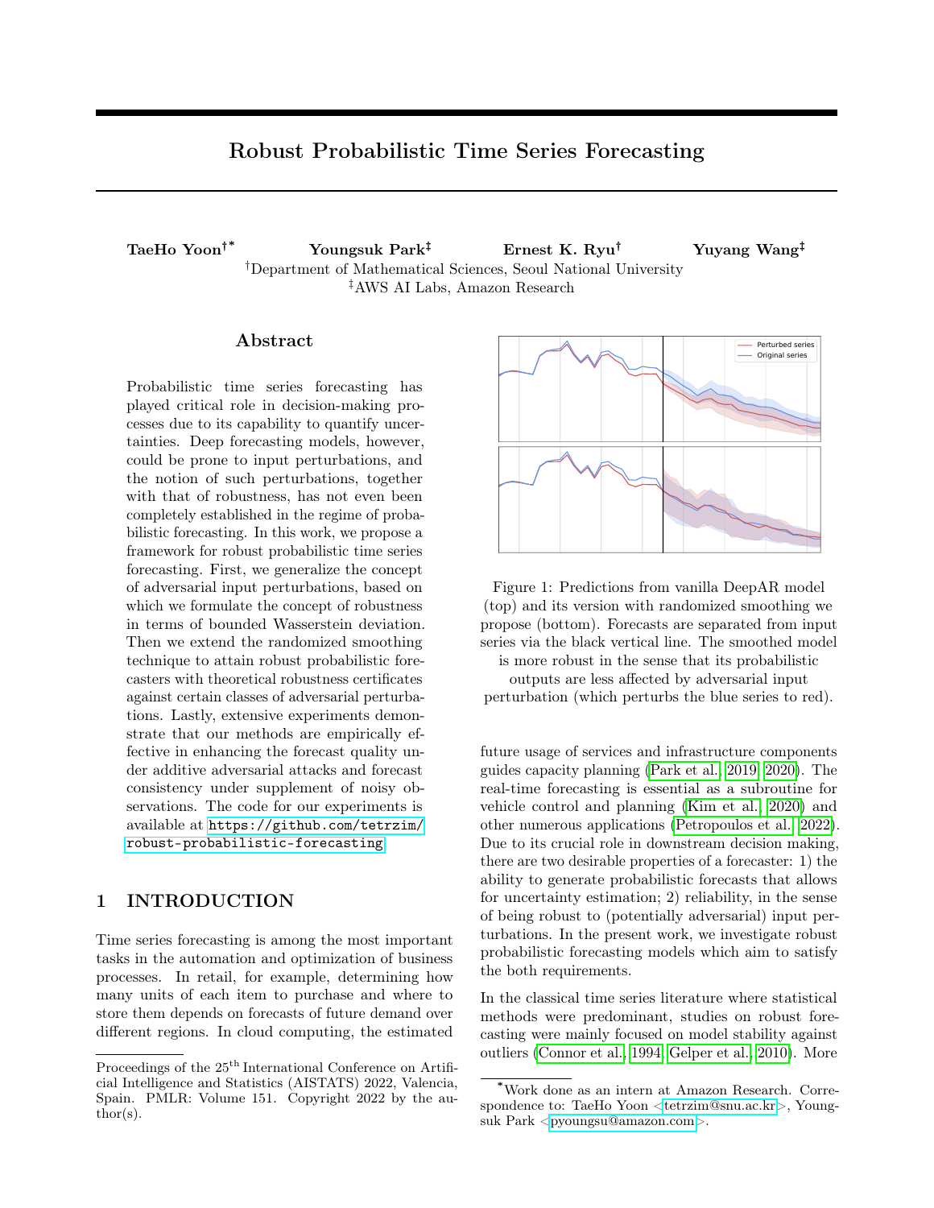# Robust Probabilistic Time Series Forecasting

**TaeHo Yoon**[†*] **Youngsuk Park**[‡] **Ernest K. Ryu**[†] **Yuyang Wang**[‡]

[†]Department of Mathematical Sciences, Seoul National University
[‡]AWS AI Labs, Amazon Research

## Abstract

Probabilistic time series forecasting has played critical role in decision-making processes due to its capability to quantify uncertainties. Deep forecasting models, however, could be prone to input perturbations, and the notion of such perturbations, together with that of robustness, has not even been completely established in the regime of probabilistic forecasting. In this work, we propose a framework for robust probabilistic time series forecasting. First, we generalize the concept of adversarial input perturbations, based on which we formulate the concept of robustness in terms of bounded Wasserstein deviation. Then we extend the randomized smoothing technique to attain robust probabilistic forecasters with theoretical robustness certificates against certain classes of adversarial perturbations. Lastly, extensive experiments demonstrate that our methods are empirically effective in enhancing the forecast quality under additive adversarial attacks and forecast consistency under supplement of noisy observations. The code for our experiments is available at https://github.com/tetrzim/robust-probabilistic-forecasting.

Perturbed series
Original series

Figure 1: Predictions from vanilla DeepAR model (top) and its version with randomized smoothing we propose (bottom). Forecasts are separated from input series via the black vertical line. The smoothed model is more robust in the sense that its probabilistic outputs are less affected by adversarial input perturbation (which perturbs the blue series to red).

## 1 INTRODUCTION

Time series forecasting is among the most important tasks in the automation and optimization of business processes. In retail, for example, determining how many units of each item to purchase and where to store them depends on forecasts of future demand over different regions. In cloud computing, the estimated future usage of services and infrastructure components guides capacity planning (Park et al., 2019, 2020). The real-time forecasting is essential as a subroutine for vehicle control and planning (Kim et al., 2020) and other numerous applications (Petropoulos et al., 2022). Due to its crucial role in downstream decision making, there are two desirable properties of a forecaster: 1) the ability to generate probabilistic forecasts that allows for uncertainty estimation; 2) reliability, in the sense of being robust to (potentially adversarial) input perturbations. In the present work, we investigate robust probabilistic forecasting models which aim to satisfy the both requirements.

In the classical time series literature where statistical methods were predominant, studies on robust forecasting were mainly focused on model stability against outliers (Connor et al., 1994, Gelper et al., 2010). More

Proceedings of the 25[th] International Conference on Artificial Intelligence and Statistics (AISTATS) 2022, Valencia, Spain. PMLR: Volume 151. Copyright 2022 by the author(s).

[*]Work done as an intern at Amazon Research. Correspondence to: TaeHo Yoon <tetrzim@snu.ac.kr>, Youngsuk Park <pyoungsu@amazon.com>.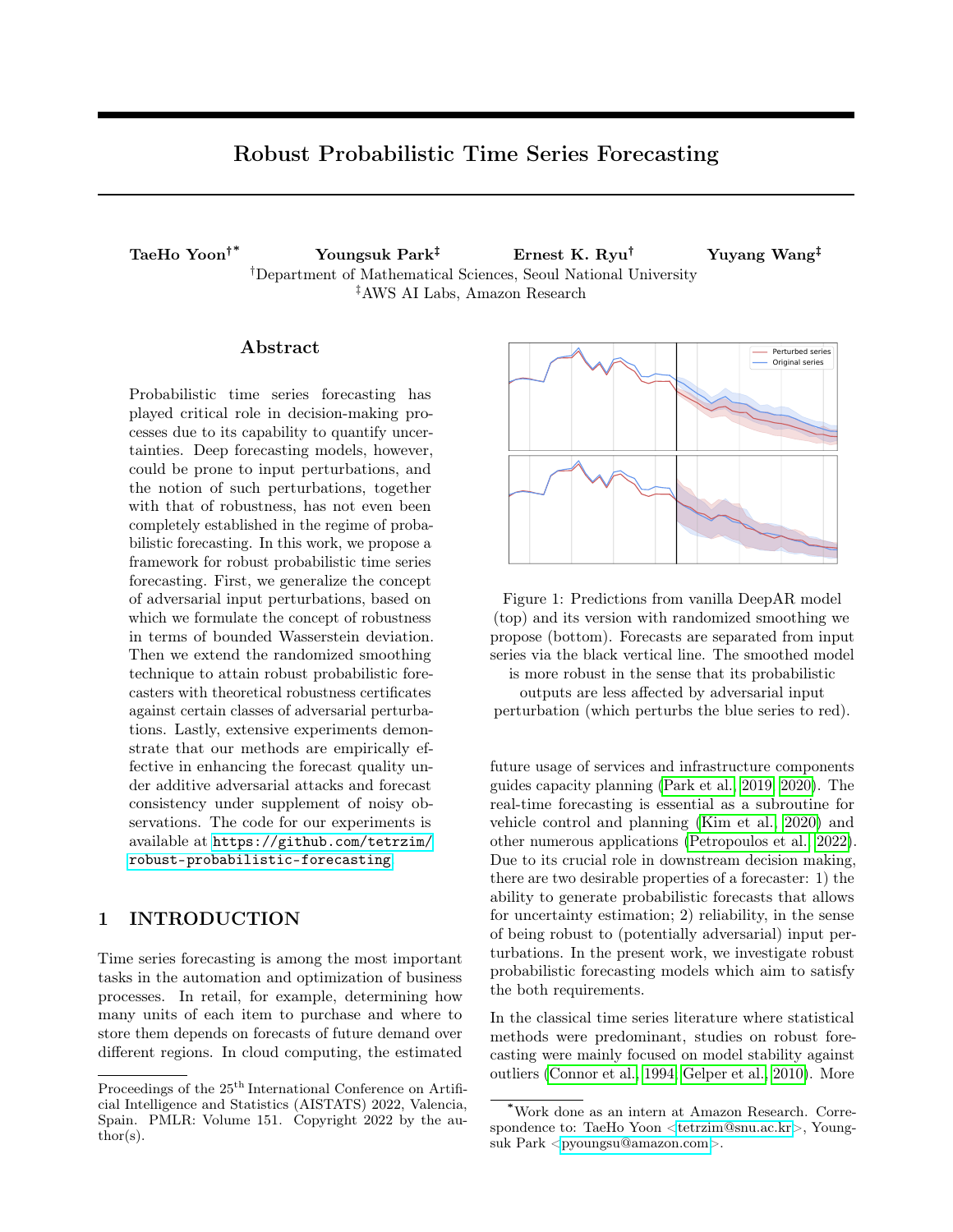# Robust Probabilistic Time Series Forecasting

**TaeHo Yoon**[†*] **Youngsuk Park**[‡] **Ernest K. Ryu**[†] **Yuyang Wang**[‡]

[†]Department of Mathematical Sciences, Seoul National University
[‡]AWS AI Labs, Amazon Research

## Abstract

Probabilistic time series forecasting has played critical role in decision-making processes due to its capability to quantify uncertainties. Deep forecasting models, however, could be prone to input perturbations, and the notion of such perturbations, together with that of robustness, has not even been completely established in the regime of probabilistic forecasting. In this work, we propose a framework for robust probabilistic time series forecasting. First, we generalize the concept of adversarial input perturbations, based on which we formulate the concept of robustness in terms of bounded Wasserstein deviation. Then we extend the randomized smoothing technique to attain robust probabilistic forecasters with theoretical robustness certificates against certain classes of adversarial perturbations. Lastly, extensive experiments demonstrate that our methods are empirically effective in enhancing the forecast quality under additive adversarial attacks and forecast consistency under supplement of noisy observations. The code for our experiments is available at https://github.com/tetrzim/robust-probabilistic-forecasting.

Perturbed series
Original series

Figure 1: Predictions from vanilla DeepAR model (top) and its version with randomized smoothing we propose (bottom). Forecasts are separated from input series via the black vertical line. The smoothed model is more robust in the sense that its probabilistic outputs are less affected by adversarial input perturbation (which perturbs the blue series to red).

## 1 INTRODUCTION

Time series forecasting is among the most important tasks in the automation and optimization of business processes. In retail, for example, determining how many units of each item to purchase and where to store them depends on forecasts of future demand over different regions. In cloud computing, the estimated future usage of services and infrastructure components guides capacity planning (Park et al., 2019, 2020). The real-time forecasting is essential as a subroutine for vehicle control and planning (Kim et al., 2020) and other numerous applications (Petropoulos et al., 2022). Due to its crucial role in downstream decision making, there are two desirable properties of a forecaster: 1) the ability to generate probabilistic forecasts that allows for uncertainty estimation; 2) reliability, in the sense of being robust to (potentially adversarial) input perturbations. In the present work, we investigate robust probabilistic forecasting models which aim to satisfy the both requirements.

In the classical time series literature where statistical methods were predominant, studies on robust forecasting were mainly focused on model stability against outliers (Connor et al., 1994; Gelper et al., 2010). More

Proceedings of the 25[th] International Conference on Artificial Intelligence and Statistics (AISTATS) 2022, Valencia, Spain. PMLR: Volume 151. Copyright 2022 by the author(s).

[*]Work done as an intern at Amazon Research. Correspondence to: TaeHo Yoon <tetrzim@snu.ac.kr>, Youngsuk Park <pyoungsu@amazon.com>.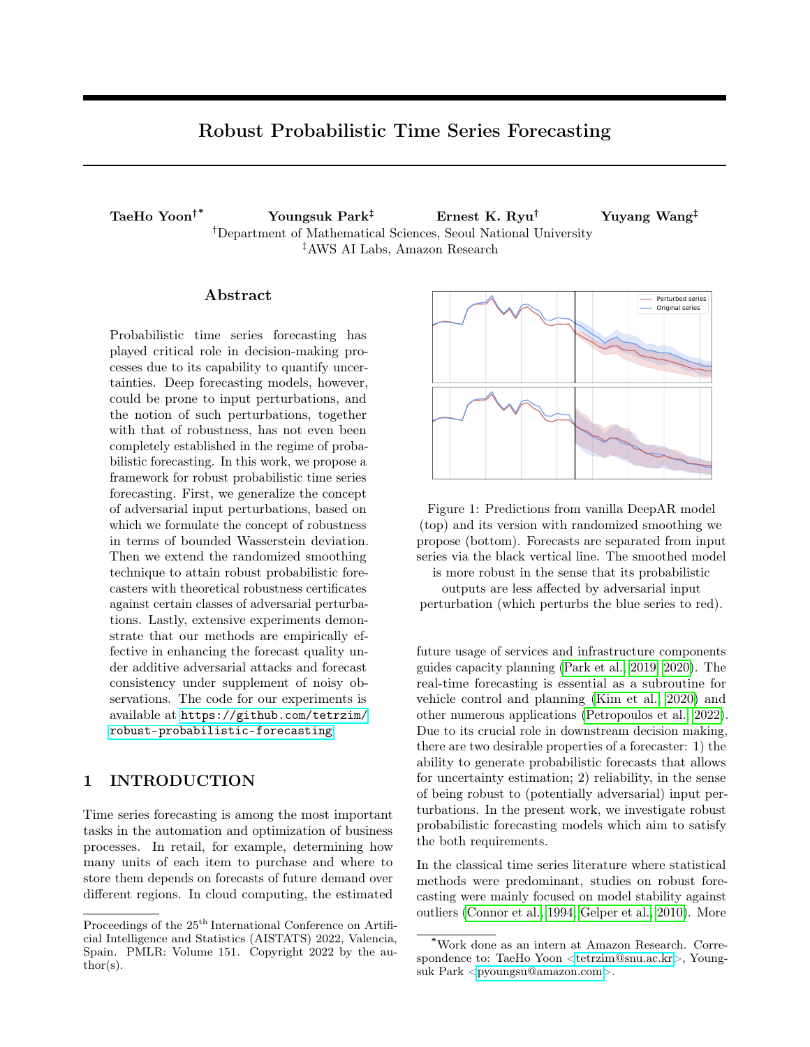# Robust Probabilistic Time Series Forecasting

**TaeHo Yoon**[†*] **Youngsuk Park**[‡] **Ernest K. Ryu**[†] **Yuyang Wang**[‡]

[†]Department of Mathematical Sciences, Seoul National University
[‡]AWS AI Labs, Amazon Research

## Abstract

Probabilistic time series forecasting has played critical role in decision-making processes due to its capability to quantify uncertainties. Deep forecasting models, however, could be prone to input perturbations, and the notion of such perturbations, together with that of robustness, has not even been completely established in the regime of probabilistic forecasting. In this work, we propose a framework for robust probabilistic time series forecasting. First, we generalize the concept of adversarial input perturbations, based on which we formulate the concept of robustness in terms of bounded Wasserstein deviation. Then we extend the randomized smoothing technique to attain robust probabilistic forecasters with theoretical robustness certificates against certain classes of adversarial perturbations. Lastly, extensive experiments demonstrate that our methods are empirically effective in enhancing the forecast quality under additive adversarial attacks and forecast consistency under supplement of noisy observations. The code for our experiments is available at https://github.com/tetrzim/robust-probabilistic-forecasting.

Figure 1: Predictions from vanilla DeepAR model (top) and its version with randomized smoothing we propose (bottom). Forecasts are separated from input series via the black vertical line. The smoothed model is more robust in the sense that its probabilistic outputs are less affected by adversarial input perturbation (which perturbs the blue series to red).

## 1 INTRODUCTION

Time series forecasting is among the most important tasks in the automation and optimization of business processes. In retail, for example, determining how many units of each item to purchase and where to store them depends on forecasts of future demand over different regions. In cloud computing, the estimated future usage of services and infrastructure components guides capacity planning (Park et al., 2019, 2020). The real-time forecasting is essential as a subroutine for vehicle control and planning (Kim et al., 2020) and other numerous applications (Petropoulos et al., 2022). Due to its crucial role in downstream decision making, there are two desirable properties of a forecaster: 1) the ability to generate probabilistic forecasts that allows for uncertainty estimation; 2) reliability, in the sense of being robust to (potentially adversarial) input perturbations. In the present work, we investigate robust probabilistic forecasting models which aim to satisfy the both requirements.

In the classical time series literature where statistical methods were predominant, studies on robust forecasting were mainly focused on model stability against outliers (Connor et al., 1994; Gelper et al., 2010). More

---

Proceedings of the 25[th] International Conference on Artificial Intelligence and Statistics (AISTATS) 2022, Valencia, Spain. PMLR: Volume 151. Copyright 2022 by the author(s).

[*]Work done as an intern at Amazon Research. Correspondence to: TaeHo Yoon <tetrzim@snu.ac.kr>, Youngsuk Park <pyoungsu@amazon.com>.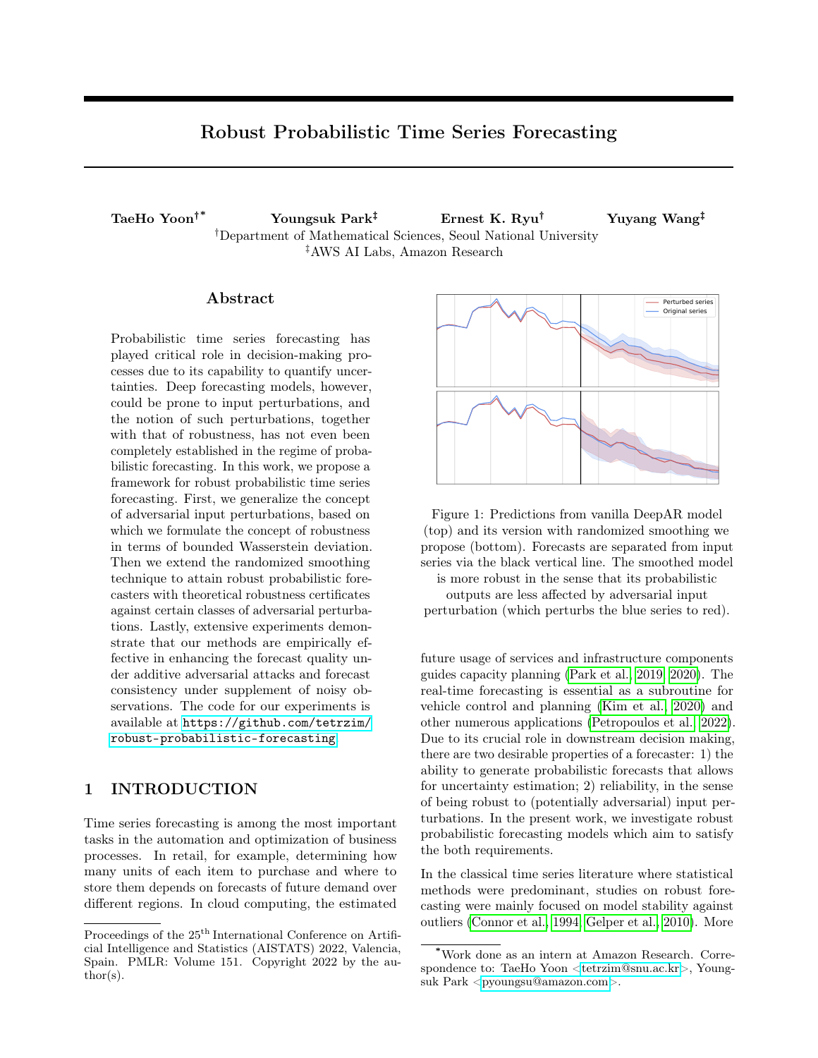# Robust Probabilistic Time Series Forecasting

**TaeHo Yoon**[†*] **Youngsuk Park**[‡] **Ernest K. Ryu**[†] **Yuyang Wang**[‡]

[†]Department of Mathematical Sciences, Seoul National University

[‡]AWS AI Labs, Amazon Research

## Abstract

Probabilistic time series forecasting has played critical role in decision-making processes due to its capability to quantify uncertainties. Deep forecasting models, however, could be prone to input perturbations, and the notion of such perturbations, together with that of robustness, has not even been completely established in the regime of probabilistic forecasting. In this work, we propose a framework for robust probabilistic time series forecasting. First, we generalize the concept of adversarial input perturbations, based on which we formulate the concept of robustness in terms of bounded Wasserstein deviation. Then we extend the randomized smoothing technique to attain robust probabilistic forecasters with theoretical robustness certificates against certain classes of adversarial perturbations. Lastly, extensive experiments demonstrate that our methods are empirically effective in enhancing the forecast quality under additive adversarial attacks and forecast consistency under supplement of noisy observations. The code for our experiments is available at https://github.com/tetrzim/robust-probabilistic-forecasting.

Perturbed series
Original series

Figure 1: Predictions from vanilla DeepAR model (top) and its version with randomized smoothing we propose (bottom). Forecasts are separated from input series via the black vertical line. The smoothed model is more robust in the sense that its probabilistic outputs are less affected by adversarial input perturbation (which perturbs the blue series to red).

## 1 INTRODUCTION

Time series forecasting is among the most important tasks in the automation and optimization of business processes. In retail, for example, determining how many units of each item to purchase and where to store them depends on forecasts of future demand over different regions. In cloud computing, the estimated future usage of services and infrastructure components guides capacity planning (Park et al., 2019, 2020). The real-time forecasting is essential as a subroutine for vehicle control and planning (Kim et al., 2020) and other numerous applications (Petropoulos et al., 2022). Due to its crucial role in downstream decision making, there are two desirable properties of a forecaster: 1) the ability to generate probabilistic forecasts that allows for uncertainty estimation; 2) reliability, in the sense of being robust to (potentially adversarial) input perturbations. In the present work, we investigate robust probabilistic forecasting models which aim to satisfy the both requirements.

In the classical time series literature where statistical methods were predominant, studies on robust forecasting were mainly focused on model stability against outliers (Connor et al., 1994; Gelper et al., 2010). More

Proceedings of the 25[th] International Conference on Artificial Intelligence and Statistics (AISTATS) 2022, Valencia, Spain. PMLR: Volume 151. Copyright 2022 by the author(s).

[*]Work done as an intern at Amazon Research. Correspondence to: TaeHo Yoon <tetrzim@snu.ac.kr>, Youngsuk Park <pyoungsu@amazon.com>.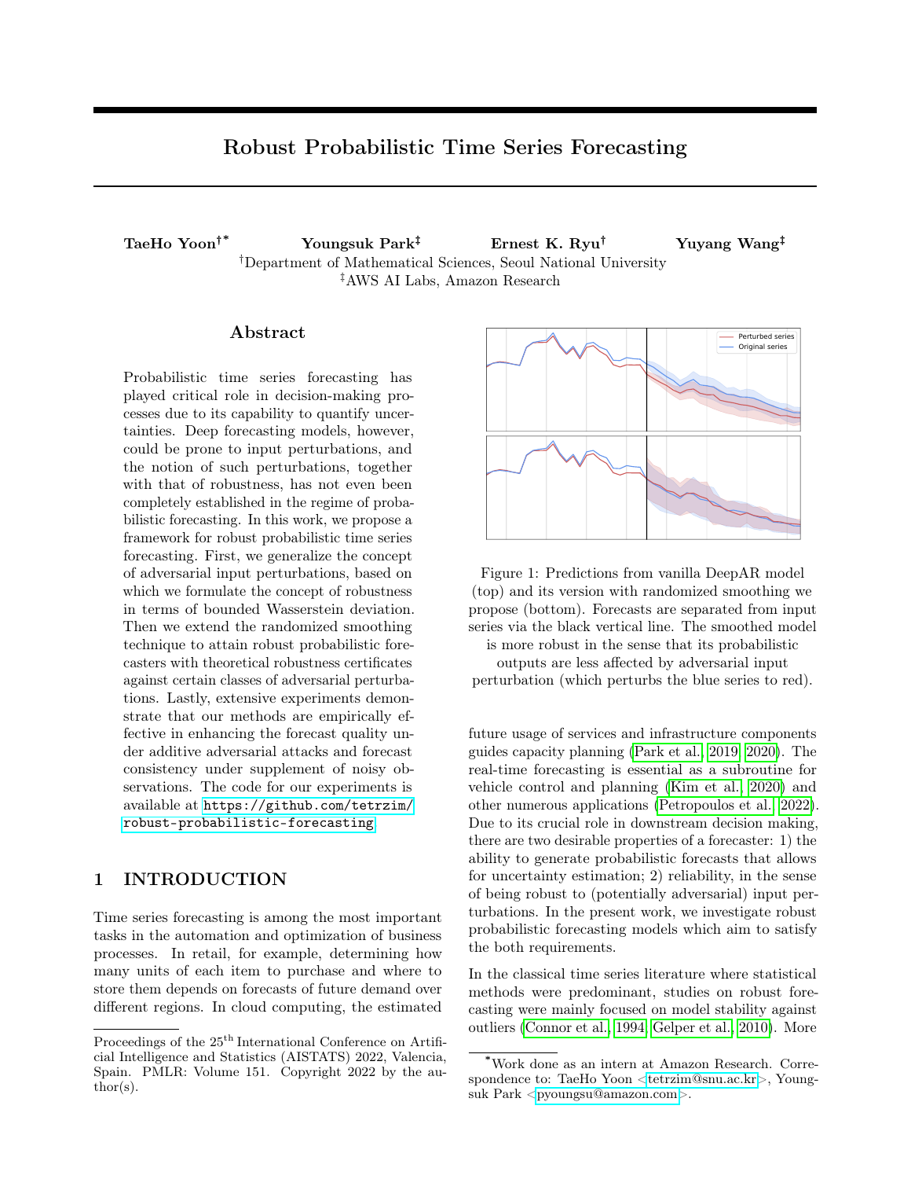# Robust Probabilistic Time Series Forecasting

**TaeHo Yoon**[†*] **Youngsuk Park**[‡] **Ernest K. Ryu**[†] **Yuyang Wang**[‡]

[†]Department of Mathematical Sciences, Seoul National University
[‡]AWS AI Labs, Amazon Research

## Abstract

Probabilistic time series forecasting has played critical role in decision-making processes due to its capability to quantify uncertainties. Deep forecasting models, however, could be prone to input perturbations, and the notion of such perturbations, together with that of robustness, has not even been completely established in the regime of probabilistic forecasting. In this work, we propose a framework for robust probabilistic time series forecasting. First, we generalize the concept of adversarial input perturbations, based on which we formulate the concept of robustness in terms of bounded Wasserstein deviation. Then we extend the randomized smoothing technique to attain robust probabilistic forecasters with theoretical robustness certificates against certain classes of adversarial perturbations. Lastly, extensive experiments demonstrate that our methods are empirically effective in enhancing the forecast quality under additive adversarial attacks and forecast consistency under supplement of noisy observations. The code for our experiments is available at https://github.com/tetrzim/robust-probabilistic-forecasting.

Perturbed series
Original series

Figure 1: Predictions from vanilla DeepAR model (top) and its version with randomized smoothing we propose (bottom). Forecasts are separated from input series via the black vertical line. The smoothed model is more robust in the sense that its probabilistic outputs are less affected by adversarial input perturbation (which perturbs the blue series to red).

## 1 INTRODUCTION

Time series forecasting is among the most important tasks in the automation and optimization of business processes. In retail, for example, determining how many units of each item to purchase and where to store them depends on forecasts of future demand over different regions. In cloud computing, the estimated future usage of services and infrastructure components guides capacity planning (Park et al., 2019, 2020). The real-time forecasting is essential as a subroutine for vehicle control and planning (Kim et al., 2020) and other numerous applications (Petropoulos et al., 2022). Due to its crucial role in downstream decision making, there are two desirable properties of a forecaster: 1) the ability to generate probabilistic forecasts that allows for uncertainty estimation; 2) reliability, in the sense of being robust to (potentially adversarial) input perturbations. In the present work, we investigate robust probabilistic forecasting models which aim to satisfy the both requirements.

In the classical time series literature where statistical methods were predominant, studies on robust forecasting were mainly focused on model stability against outliers (Connor et al., 1994, Gelper et al., 2010). More

Proceedings of the 25[th] International Conference on Artificial Intelligence and Statistics (AISTATS) 2022, Valencia, Spain. PMLR: Volume 151. Copyright 2022 by the author(s).

[*]Work done as an intern at Amazon Research. Correspondence to: TaeHo Yoon <tetrzim@snu.ac.kr>, Youngsuk Park <pyoungsu@amazon.com>.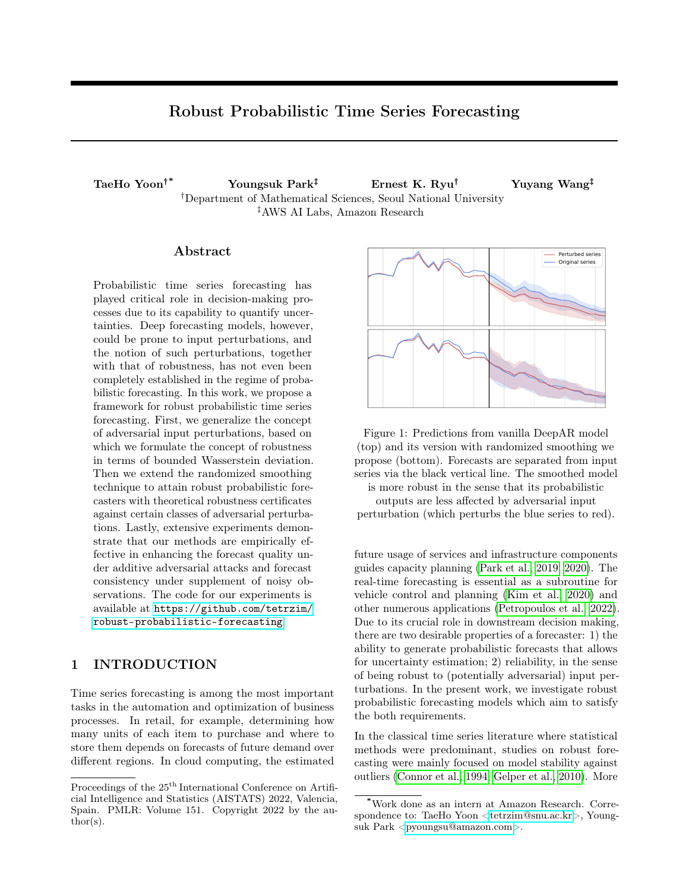# Robust Probabilistic Time Series Forecasting

**TaeHo Yoon**[†*] **Youngsuk Park**[‡] **Ernest K. Ryu**[†] **Yuyang Wang**[‡]

[†]Department of Mathematical Sciences, Seoul National University
[‡]AWS AI Labs, Amazon Research

## Abstract

Probabilistic time series forecasting has played critical role in decision-making processes due to its capability to quantify uncertainties. Deep forecasting models, however, could be prone to input perturbations, and the notion of such perturbations, together with that of robustness, has not even been completely established in the regime of probabilistic forecasting. In this work, we propose a framework for robust probabilistic time series forecasting. First, we generalize the concept of adversarial input perturbations, based on which we formulate the concept of robustness in terms of bounded Wasserstein deviation. Then we extend the randomized smoothing technique to attain robust probabilistic forecasters with theoretical robustness certificates against certain classes of adversarial perturbations. Lastly, extensive experiments demonstrate that our methods are empirically effective in enhancing the forecast quality under additive adversarial attacks and forecast consistency under supplement of noisy observations. The code for our experiments is available at `https://github.com/tetrzim/robust-probabilistic-forecasting`

Perturbed series
Original series

Figure 1: Predictions from vanilla DeepAR model (top) and its version with randomized smoothing we propose (bottom). Forecasts are separated from input series via the black vertical line. The smoothed model is more robust in the sense that its probabilistic outputs are less affected by adversarial input perturbation (which perturbs the blue series to red).

## 1 INTRODUCTION

Time series forecasting is among the most important tasks in the automation and optimization of business processes. In retail, for example, determining how many units of each item to purchase and where to store them depends on forecasts of future demand over different regions. In cloud computing, the estimated future usage of services and infrastructure components guides capacity planning (Park et al., 2019, 2020). The real-time forecasting is essential as a subroutine for vehicle control and planning (Kim et al., 2020) and other numerous applications (Petropoulos et al., 2022). Due to its crucial role in downstream decision making, there are two desirable properties of a forecaster: 1) the ability to generate probabilistic forecasts that allows for uncertainty estimation; 2) reliability, in the sense of being robust to (potentially adversarial) input perturbations. In the present work, we investigate robust probabilistic forecasting models which aim to satisfy the both requirements.

In the classical time series literature where statistical methods were predominant, studies on robust forecasting were mainly focused on model stability against outliers (Connor et al., 1994; Gelper et al., 2010). More

---

Proceedings of the 25[th] International Conference on Artificial Intelligence and Statistics (AISTATS) 2022, Valencia, Spain. PMLR: Volume 151. Copyright 2022 by the author(s).

[*]Work done as an intern at Amazon Research. Correspondence to: TaeHo Yoon <tetrzim@snu.ac.kr>, Youngsuk Park <pyoungsu@amazon.com>.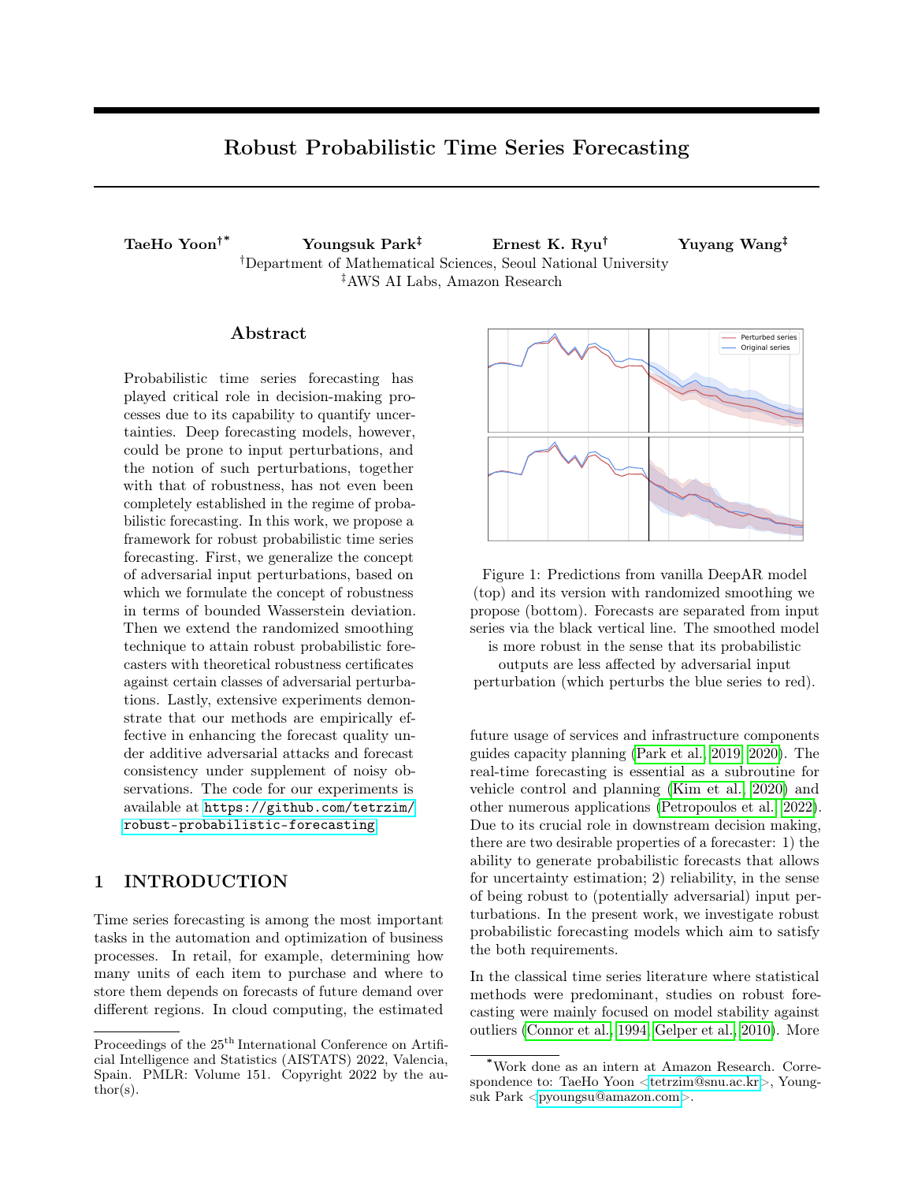# Robust Probabilistic Time Series Forecasting

**TaeHo Yoon**[†*] **Youngsuk Park**[‡] **Ernest K. Ryu**[†] **Yuyang Wang**[‡]

[†]Department of Mathematical Sciences, Seoul National University

[‡]AWS AI Labs, Amazon Research

## Abstract

Probabilistic time series forecasting has played critical role in decision-making processes due to its capability to quantify uncertainties. Deep forecasting models, however, could be prone to input perturbations, and the notion of such perturbations, together with that of robustness, has not even been completely established in the regime of probabilistic forecasting. In this work, we propose a framework for robust probabilistic time series forecasting. First, we generalize the concept of adversarial input perturbations, based on which we formulate the concept of robustness in terms of bounded Wasserstein deviation. Then we extend the randomized smoothing technique to attain robust probabilistic forecasters with theoretical robustness certificates against certain classes of adversarial perturbations. Lastly, extensive experiments demonstrate that our methods are empirically effective in enhancing the forecast quality under additive adversarial attacks and forecast consistency under supplement of noisy observations. The code for our experiments is available at `https://github.com/tetrzim/robust-probabilistic-forecasting`

Perturbed series
Original series

Figure 1: Predictions from vanilla DeepAR model (top) and its version with randomized smoothing we propose (bottom). Forecasts are separated from input series via the black vertical line. The smoothed model is more robust in the sense that its probabilistic outputs are less affected by adversarial input perturbation (which perturbs the blue series to red).

## 1 INTRODUCTION

Time series forecasting is among the most important tasks in the automation and optimization of business processes. In retail, for example, determining how many units of each item to purchase and where to store them depends on forecasts of future demand over different regions. In cloud computing, the estimated future usage of services and infrastructure components guides capacity planning (Park et al., 2019, 2020). The real-time forecasting is essential as a subroutine for vehicle control and planning (Kim et al., 2020) and other numerous applications (Petropoulos et al., 2022). Due to its crucial role in downstream decision making, there are two desirable properties of a forecaster: 1) the ability to generate probabilistic forecasts that allows for uncertainty estimation; 2) reliability, in the sense of being robust to (potentially adversarial) input perturbations. In the present work, we investigate robust probabilistic forecasting models which aim to satisfy the both requirements.

In the classical time series literature where statistical methods were predominant, studies on robust forecasting were mainly focused on model stability against outliers (Connor et al., 1994; Gelper et al., 2010). More

Proceedings of the 25[th] International Conference on Artificial Intelligence and Statistics (AISTATS) 2022, Valencia, Spain. PMLR: Volume 151. Copyright 2022 by the author(s).

[*]Work done as an intern at Amazon Research. Correspondence to: TaeHo Yoon <tetrzim@snu.ac.kr>, Youngsuk Park <pyoungsu@amazon.com>.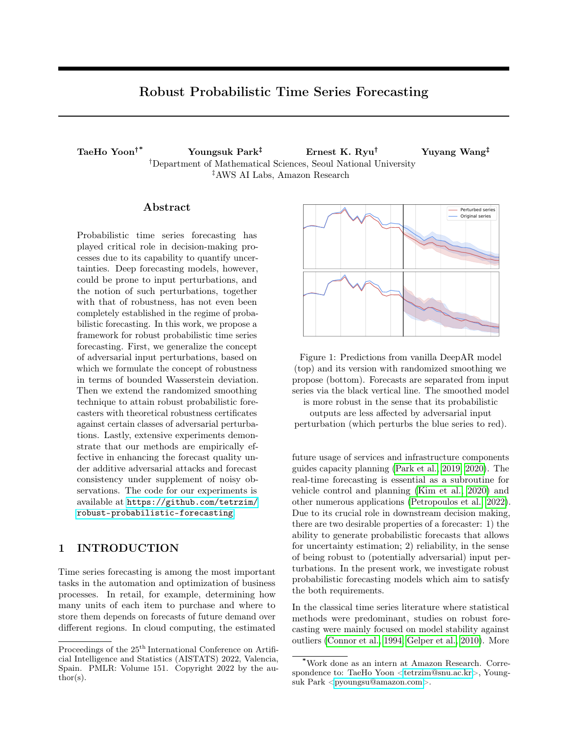# Robust Probabilistic Time Series Forecasting

**TaeHo Yoon**[†*] **Youngsuk Park**[‡] **Ernest K. Ryu**[†] **Yuyang Wang**[‡]

[†]Department of Mathematical Sciences, Seoul National University
[‡]AWS AI Labs, Amazon Research

## Abstract

Probabilistic time series forecasting has played critical role in decision-making processes due to its capability to quantify uncertainties. Deep forecasting models, however, could be prone to input perturbations, and the notion of such perturbations, together with that of robustness, has not even been completely established in the regime of probabilistic forecasting. In this work, we propose a framework for robust probabilistic time series forecasting. First, we generalize the concept of adversarial input perturbations, based on which we formulate the concept of robustness in terms of bounded Wasserstein deviation. Then we extend the randomized smoothing technique to attain robust probabilistic forecasters with theoretical robustness certificates against certain classes of adversarial perturbations. Lastly, extensive experiments demonstrate that our methods are empirically effective in enhancing the forecast quality under additive adversarial attacks and forecast consistency under supplement of noisy observations. The code for our experiments is available at `https://github.com/tetrzim/robust-probabilistic-forecasting`

Perturbed series
Original series

Figure 1: Predictions from vanilla DeepAR model (top) and its version with randomized smoothing we propose (bottom). Forecasts are separated from input series via the black vertical line. The smoothed model is more robust in the sense that its probabilistic outputs are less affected by adversarial input perturbation (which perturbs the blue series to red).

## 1 INTRODUCTION

Time series forecasting is among the most important tasks in the automation and optimization of business processes. In retail, for example, determining how many units of each item to purchase and where to store them depends on forecasts of future demand over different regions. In cloud computing, the estimated future usage of services and infrastructure components guides capacity planning (Park et al., 2019, 2020). The real-time forecasting is essential as a subroutine for vehicle control and planning (Kim et al., 2020) and other numerous applications (Petropoulos et al., 2022). Due to its crucial role in downstream decision making, there are two desirable properties of a forecaster: 1) the ability to generate probabilistic forecasts that allows for uncertainty estimation; 2) reliability, in the sense of being robust to (potentially adversarial) input perturbations. In the present work, we investigate robust probabilistic forecasting models which aim to satisfy the both requirements.

In the classical time series literature where statistical methods were predominant, studies on robust forecasting were mainly focused on model stability against outliers (Connor et al., 1994; Gelper et al., 2010). More

Proceedings of the 25[th] International Conference on Artificial Intelligence and Statistics (AISTATS) 2022, Valencia, Spain. PMLR: Volume 151. Copyright 2022 by the author(s).

[*]Work done as an intern at Amazon Research. Correspondence to: TaeHo Yoon <tetrzim@snu.ac.kr>, Youngsuk Park <pyoungsu@amazon.com>.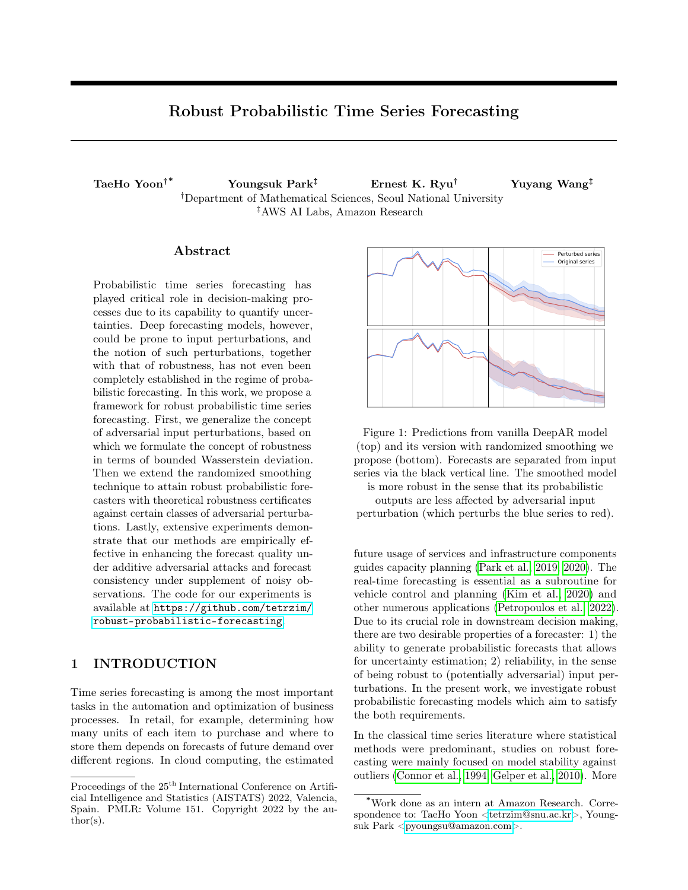# Robust Probabilistic Time Series Forecasting

**TaeHo Yoon**[†*] **Youngsuk Park**[‡] **Ernest K. Ryu**[†] **Yuyang Wang**[‡]

[†]Department of Mathematical Sciences, Seoul National University
[‡]AWS AI Labs, Amazon Research

## Abstract

Probabilistic time series forecasting has played critical role in decision-making processes due to its capability to quantify uncertainties. Deep forecasting models, however, could be prone to input perturbations, and the notion of such perturbations, together with that of robustness, has not even been completely established in the regime of probabilistic forecasting. In this work, we propose a framework for robust probabilistic time series forecasting. First, we generalize the concept of adversarial input perturbations, based on which we formulate the concept of robustness in terms of bounded Wasserstein deviation. Then we extend the randomized smoothing technique to attain robust probabilistic forecasters with theoretical robustness certificates against certain classes of adversarial perturbations. Lastly, extensive experiments demonstrate that our methods are empirically effective in enhancing the forecast quality under additive adversarial attacks and forecast consistency under supplement of noisy observations. The code for our experiments is available at `https://github.com/tetrzim/robust-probabilistic-forecasting`

Perturbed series
Original series

Figure 1: Predictions from vanilla DeepAR model (top) and its version with randomized smoothing we propose (bottom). Forecasts are separated from input series via the black vertical line. The smoothed model is more robust in the sense that its probabilistic outputs are less affected by adversarial input perturbation (which perturbs the blue series to red).

## 1 INTRODUCTION

Time series forecasting is among the most important tasks in the automation and optimization of business processes. In retail, for example, determining how many units of each item to purchase and where to store them depends on forecasts of future demand over different regions. In cloud computing, the estimated future usage of services and infrastructure components guides capacity planning (Park et al., 2019, 2020). The real-time forecasting is essential as a subroutine for vehicle control and planning (Kim et al., 2020) and other numerous applications (Petropoulos et al., 2022). Due to its crucial role in downstream decision making, there are two desirable properties of a forecaster: 1) the ability to generate probabilistic forecasts that allows for uncertainty estimation; 2) reliability, in the sense of being robust to (potentially adversarial) input perturbations. In the present work, we investigate robust probabilistic forecasting models which aim to satisfy the both requirements.

In the classical time series literature where statistical methods were predominant, studies on robust forecasting were mainly focused on model stability against outliers (Connor et al., 1994; Gelper et al., 2010). More

Proceedings of the 25[th] International Conference on Artificial Intelligence and Statistics (AISTATS) 2022, Valencia, Spain. PMLR: Volume 151. Copyright 2022 by the author(s).

[*]Work done as an intern at Amazon Research. Correspondence to: TaeHo Yoon <tetrzim@snu.ac.kr>, Youngsuk Park <pyoungsu@amazon.com>.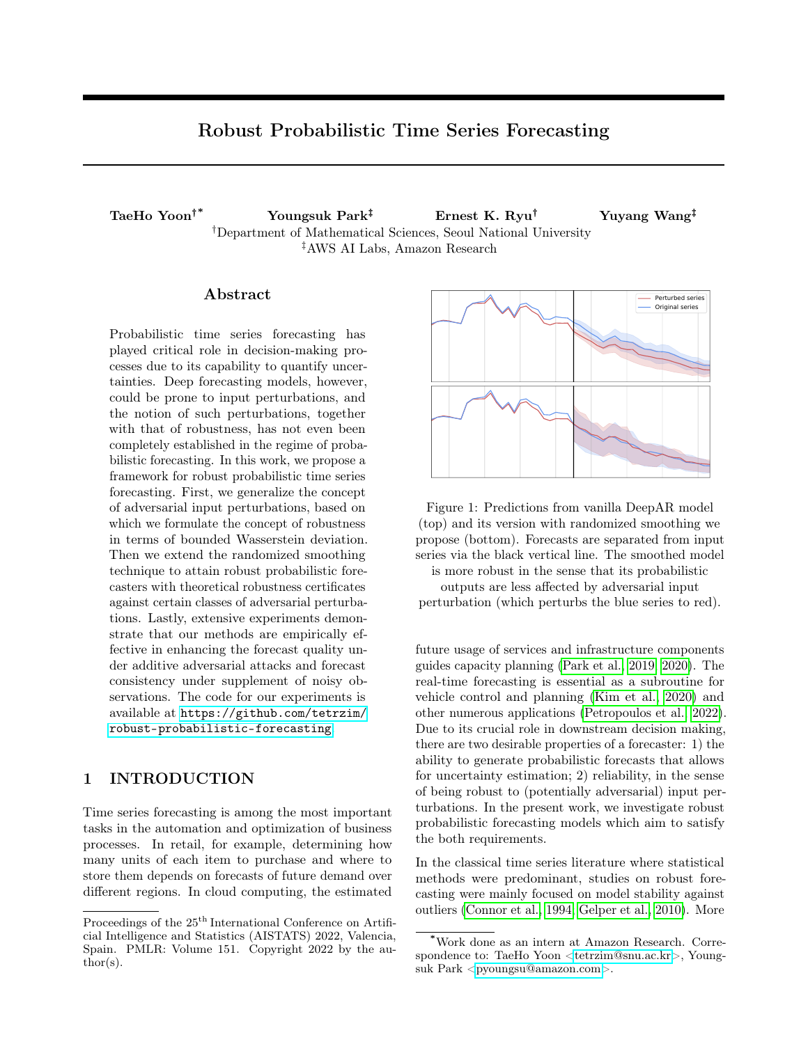# Robust Probabilistic Time Series Forecasting

**TaeHo Yoon**[†*] **Youngsuk Park**[‡] **Ernest K. Ryu**[†] **Yuyang Wang**[‡]

[†]Department of Mathematical Sciences, Seoul National University
[‡]AWS AI Labs, Amazon Research

## Abstract

Probabilistic time series forecasting has played critical role in decision-making processes due to its capability to quantify uncertainties. Deep forecasting models, however, could be prone to input perturbations, and the notion of such perturbations, together with that of robustness, has not even been completely established in the regime of probabilistic forecasting. In this work, we propose a framework for robust probabilistic time series forecasting. First, we generalize the concept of adversarial input perturbations, based on which we formulate the concept of robustness in terms of bounded Wasserstein deviation. Then we extend the randomized smoothing technique to attain robust probabilistic forecasters with theoretical robustness certificates against certain classes of adversarial perturbations. Lastly, extensive experiments demonstrate that our methods are empirically effective in enhancing the forecast quality under additive adversarial attacks and forecast consistency under supplement of noisy observations. The code for our experiments is available at https://github.com/tetrzim/robust-probabilistic-forecasting

Perturbed series
Original series

Figure 1: Predictions from vanilla DeepAR model (top) and its version with randomized smoothing we propose (bottom). Forecasts are separated from input series via the black vertical line. The smoothed model is more robust in the sense that its probabilistic outputs are less affected by adversarial input perturbation (which perturbs the blue series to red).

## 1 INTRODUCTION

Time series forecasting is among the most important tasks in the automation and optimization of business processes. In retail, for example, determining how many units of each item to purchase and where to store them depends on forecasts of future demand over different regions. In cloud computing, the estimated future usage of services and infrastructure components guides capacity planning (Park et al., 2019, 2020). The real-time forecasting is essential as a subroutine for vehicle control and planning (Kim et al., 2020) and other numerous applications (Petropoulos et al., 2022). Due to its crucial role in downstream decision making, there are two desirable properties of a forecaster: 1) the ability to generate probabilistic forecasts that allows for uncertainty estimation; 2) reliability, in the sense of being robust to (potentially adversarial) input perturbations. In the present work, we investigate robust probabilistic forecasting models which aim to satisfy the both requirements.

In the classical time series literature where statistical methods were predominant, studies on robust forecasting were mainly focused on model stability against outliers (Connor et al., 1994; Gelper et al., 2010). More

Proceedings of the 25[th] International Conference on Artificial Intelligence and Statistics (AISTATS) 2022, Valencia, Spain. PMLR: Volume 151. Copyright 2022 by the author(s).

[*]Work done as an intern at Amazon Research. Correspondence to: TaeHo Yoon <tetrzim@snu.ac.kr>, Youngsuk Park <pyoungsu@amazon.com>.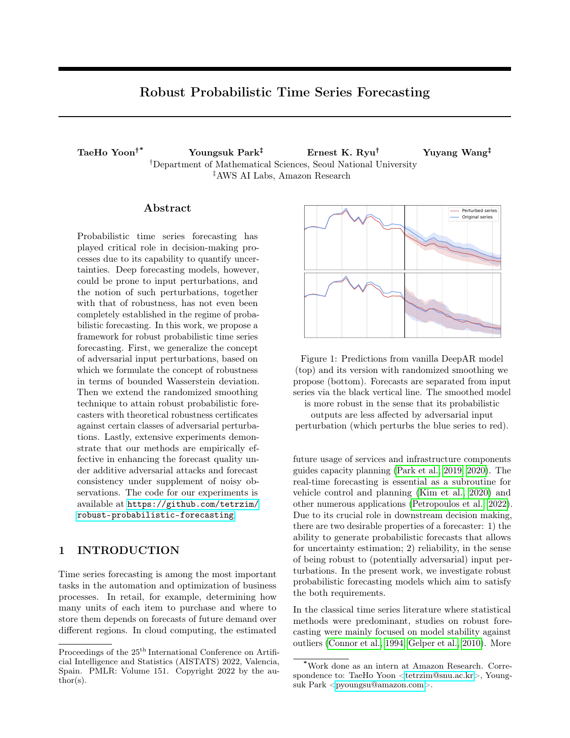# Robust Probabilistic Time Series Forecasting

**TaeHo Yoon**[†*] **Youngsuk Park**[‡] **Ernest K. Ryu**[†] **Yuyang Wang**[‡]

[†]Department of Mathematical Sciences, Seoul National University
[‡]AWS AI Labs, Amazon Research

## Abstract

Probabilistic time series forecasting has played critical role in decision-making processes due to its capability to quantify uncertainties. Deep forecasting models, however, could be prone to input perturbations, and the notion of such perturbations, together with that of robustness, has not even been completely established in the regime of probabilistic forecasting. In this work, we propose a framework for robust probabilistic time series forecasting. First, we generalize the concept of adversarial input perturbations, based on which we formulate the concept of robustness in terms of bounded Wasserstein deviation. Then we extend the randomized smoothing technique to attain robust probabilistic forecasters with theoretical robustness certificates against certain classes of adversarial perturbations. Lastly, extensive experiments demonstrate that our methods are empirically effective in enhancing the forecast quality under additive adversarial attacks and forecast consistency under supplement of noisy observations. The code for our experiments is available at https://github.com/tetrzim/robust-probabilistic-forecasting.

Perturbed series
Original series

Figure 1: Predictions from vanilla DeepAR model (top) and its version with randomized smoothing we propose (bottom). Forecasts are separated from input series via the black vertical line. The smoothed model is more robust in the sense that its probabilistic outputs are less affected by adversarial input perturbation (which perturbs the blue series to red).

## 1 INTRODUCTION

Time series forecasting is among the most important tasks in the automation and optimization of business processes. In retail, for example, determining how many units of each item to purchase and where to store them depends on forecasts of future demand over different regions. In cloud computing, the estimated future usage of services and infrastructure components guides capacity planning (Park et al., 2019, 2020). The real-time forecasting is essential as a subroutine for vehicle control and planning (Kim et al., 2020) and other numerous applications (Petropoulos et al., 2022). Due to its crucial role in downstream decision making, there are two desirable properties of a forecaster: 1) the ability to generate probabilistic forecasts that allows for uncertainty estimation; 2) reliability, in the sense of being robust to (potentially adversarial) input perturbations. In the present work, we investigate robust probabilistic forecasting models which aim to satisfy the both requirements.

In the classical time series literature where statistical methods were predominant, studies on robust forecasting were mainly focused on model stability against outliers (Connor et al., 1994; Gelper et al., 2010). More

Proceedings of the 25[th] International Conference on Artificial Intelligence and Statistics (AISTATS) 2022, Valencia, Spain. PMLR: Volume 151. Copyright 2022 by the author(s).

[*]Work done as an intern at Amazon Research. Correspondence to: TaeHo Yoon <tetrzim@snu.ac.kr>, Youngsuk Park <pyoungsu@amazon.com>.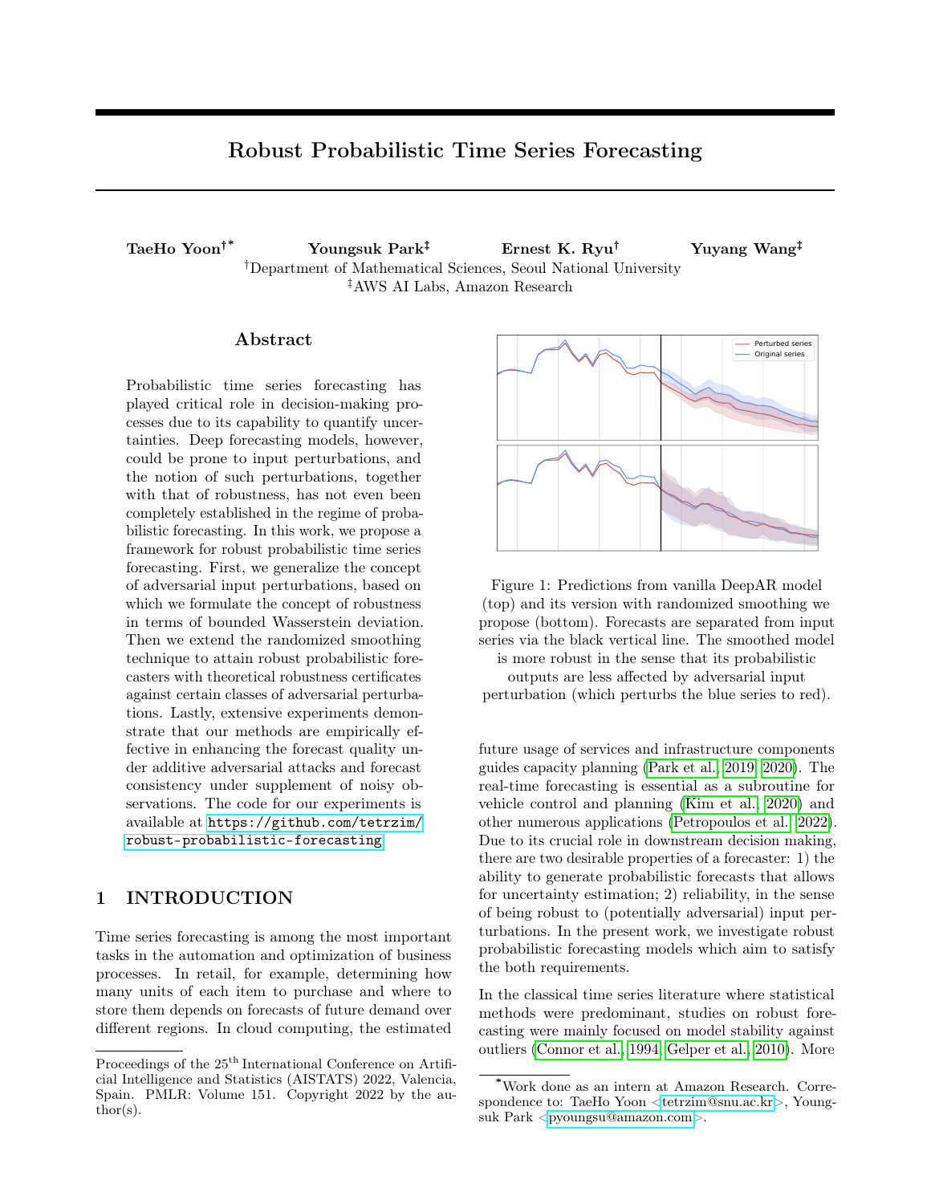# Robust Probabilistic Time Series Forecasting

**TaeHo Yoon**[†*] **Youngsuk Park**[‡] **Ernest K. Ryu**[†] **Yuyang Wang**[‡]

[†]Department of Mathematical Sciences, Seoul National University
[‡]AWS AI Labs, Amazon Research

## Abstract

Probabilistic time series forecasting has played critical role in decision-making processes due to its capability to quantify uncertainties. Deep forecasting models, however, could be prone to input perturbations, and the notion of such perturbations, together with that of robustness, has not even been completely established in the regime of probabilistic forecasting. In this work, we propose a framework for robust probabilistic time series forecasting. First, we generalize the concept of adversarial input perturbations, based on which we formulate the concept of robustness in terms of bounded Wasserstein deviation. Then we extend the randomized smoothing technique to attain robust probabilistic forecasters with theoretical robustness certificates against certain classes of adversarial perturbations. Lastly, extensive experiments demonstrate that our methods are empirically effective in enhancing the forecast quality under additive adversarial attacks and forecast consistency under supplement of noisy observations. The code for our experiments is available at `https://github.com/tetrzim/robust-probabilistic-forecasting`

Perturbed series
Original series

Figure 1: Predictions from vanilla DeepAR model (top) and its version with randomized smoothing we propose (bottom). Forecasts are separated from input series via the black vertical line. The smoothed model is more robust in the sense that its probabilistic outputs are less affected by adversarial input perturbation (which perturbs the blue series to red).

## 1 INTRODUCTION

Time series forecasting is among the most important tasks in the automation and optimization of business processes. In retail, for example, determining how many units of each item to purchase and where to store them depends on forecasts of future demand over different regions. In cloud computing, the estimated future usage of services and infrastructure components guides capacity planning (Park et al., 2019, 2020). The real-time forecasting is essential as a subroutine for vehicle control and planning (Kim et al., 2020) and other numerous applications (Petropoulos et al., 2022). Due to its crucial role in downstream decision making, there are two desirable properties of a forecaster: 1) the ability to generate probabilistic forecasts that allows for uncertainty estimation; 2) reliability, in the sense of being robust to (potentially adversarial) input perturbations. In the present work, we investigate robust probabilistic forecasting models which aim to satisfy the both requirements.

In the classical time series literature where statistical methods were predominant, studies on robust forecasting were mainly focused on model stability against outliers (Connor et al., 1994; Gelper et al., 2010). More

Proceedings of the 25[th] International Conference on Artificial Intelligence and Statistics (AISTATS) 2022, Valencia, Spain. PMLR: Volume 151. Copyright 2022 by the author(s).

[*]Work done as an intern at Amazon Research. Correspondence to: TaeHo Yoon <tetrzim@snu.ac.kr>, Youngsuk Park <pyoungsu@amazon.com>.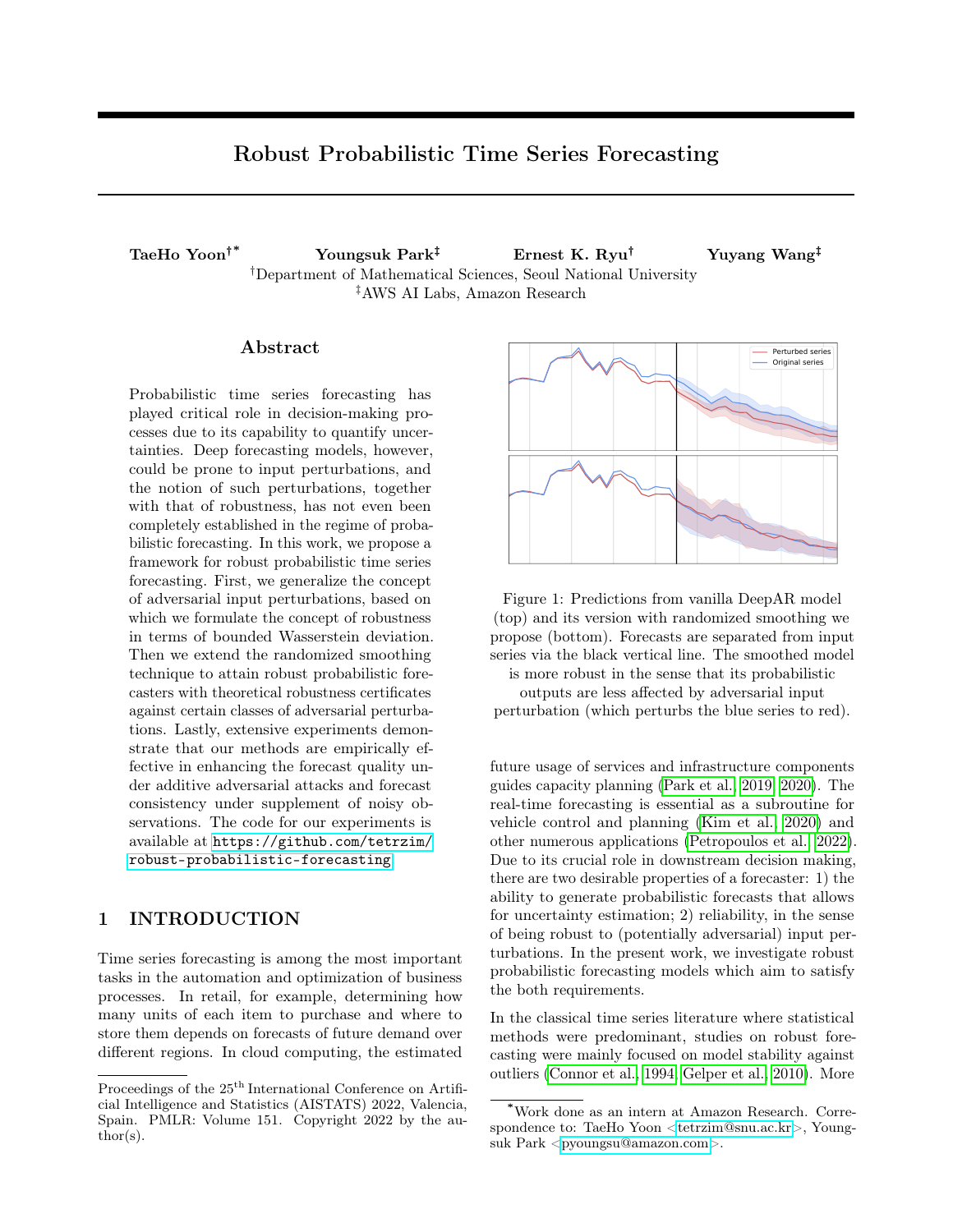# Robust Probabilistic Time Series Forecasting

**TaeHo Yoon**[†*] **Youngsuk Park**[‡] **Ernest K. Ryu**[†] **Yuyang Wang**[‡]

[†]Department of Mathematical Sciences, Seoul National University
[‡]AWS AI Labs, Amazon Research

## Abstract

Probabilistic time series forecasting has played critical role in decision-making processes due to its capability to quantify uncertainties. Deep forecasting models, however, could be prone to input perturbations, and the notion of such perturbations, together with that of robustness, has not even been completely established in the regime of probabilistic forecasting. In this work, we propose a framework for robust probabilistic time series forecasting. First, we generalize the concept of adversarial input perturbations, based on which we formulate the concept of robustness in terms of bounded Wasserstein deviation. Then we extend the randomized smoothing technique to attain robust probabilistic forecasters with theoretical robustness certificates against certain classes of adversarial perturbations. Lastly, extensive experiments demonstrate that our methods are empirically effective in enhancing the forecast quality under additive adversarial attacks and forecast consistency under supplement of noisy observations. The code for our experiments is available at https://github.com/tetrzim/robust-probabilistic-forecasting

Perturbed series
Original series

Figure 1: Predictions from vanilla DeepAR model (top) and its version with randomized smoothing we propose (bottom). Forecasts are separated from input series via the black vertical line. The smoothed model is more robust in the sense that its probabilistic outputs are less affected by adversarial input perturbation (which perturbs the blue series to red).

## 1 INTRODUCTION

Time series forecasting is among the most important tasks in the automation and optimization of business processes. In retail, for example, determining how many units of each item to purchase and where to store them depends on forecasts of future demand over different regions. In cloud computing, the estimated future usage of services and infrastructure components guides capacity planning (Park et al., 2019, 2020). The real-time forecasting is essential as a subroutine for vehicle control and planning (Kim et al., 2020) and other numerous applications (Petropoulos et al., 2022). Due to its crucial role in downstream decision making, there are two desirable properties of a forecaster: 1) the ability to generate probabilistic forecasts that allows for uncertainty estimation; 2) reliability, in the sense of being robust to (potentially adversarial) input perturbations. In the present work, we investigate robust probabilistic forecasting models which aim to satisfy the both requirements.

In the classical time series literature where statistical methods were predominant, studies on robust forecasting were mainly focused on model stability against outliers (Connor et al., 1994; Gelper et al., 2010). More

Proceedings of the 25[th] International Conference on Artificial Intelligence and Statistics (AISTATS) 2022, Valencia, Spain. PMLR: Volume 151. Copyright 2022 by the author(s).

[*]Work done as an intern at Amazon Research. Correspondence to: TaeHo Yoon <tetrzim@snu.ac.kr>, Youngsuk Park <pyoungsu@amazon.com>.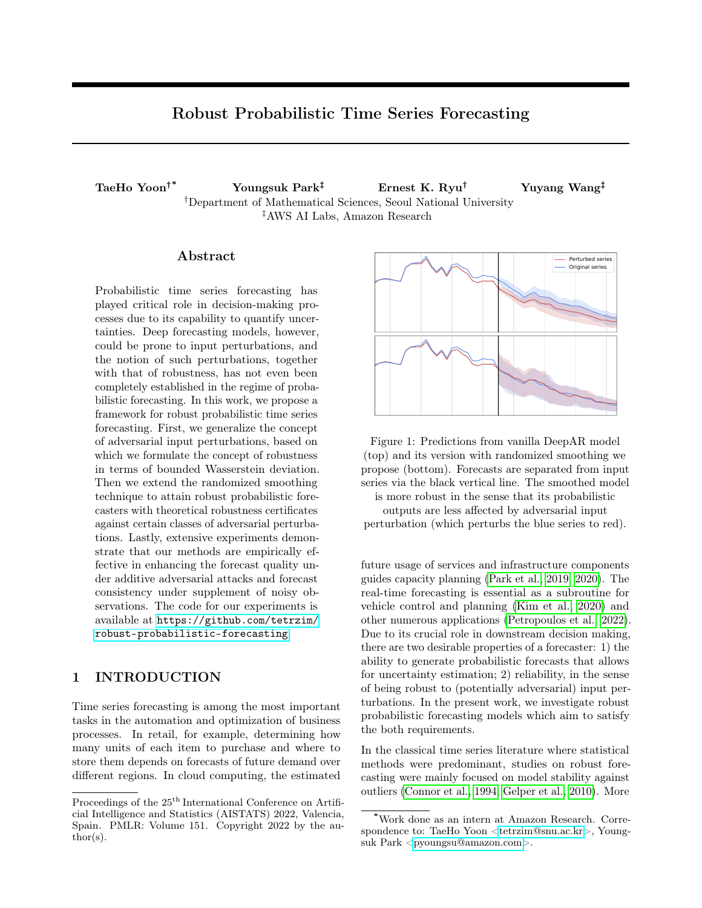# Robust Probabilistic Time Series Forecasting

**TaeHo Yoon**[†*] **Youngsuk Park**[‡] **Ernest K. Ryu**[†] **Yuyang Wang**[‡]

[†]Department of Mathematical Sciences, Seoul National University
[‡]AWS AI Labs, Amazon Research

## Abstract

Probabilistic time series forecasting has played critical role in decision-making processes due to its capability to quantify uncertainties. Deep forecasting models, however, could be prone to input perturbations, and the notion of such perturbations, together with that of robustness, has not even been completely established in the regime of probabilistic forecasting. In this work, we propose a framework for robust probabilistic time series forecasting. First, we generalize the concept of adversarial input perturbations, based on which we formulate the concept of robustness in terms of bounded Wasserstein deviation. Then we extend the randomized smoothing technique to attain robust probabilistic forecasters with theoretical robustness certificates against certain classes of adversarial perturbations. Lastly, extensive experiments demonstrate that our methods are empirically effective in enhancing the forecast quality under additive adversarial attacks and forecast consistency under supplement of noisy observations. The code for our experiments is available at `https://github.com/tetrzim/robust-probabilistic-forecasting`.

Perturbed series
Original series

Figure 1: Predictions from vanilla DeepAR model (top) and its version with randomized smoothing we propose (bottom). Forecasts are separated from input series via the black vertical line. The smoothed model is more robust in the sense that its probabilistic outputs are less affected by adversarial input perturbation (which perturbs the blue series to red).

## 1 INTRODUCTION

Time series forecasting is among the most important tasks in the automation and optimization of business processes. In retail, for example, determining how many units of each item to purchase and where to store them depends on forecasts of future demand over different regions. In cloud computing, the estimated future usage of services and infrastructure components guides capacity planning (Park et al., 2019, 2020). The real-time forecasting is essential as a subroutine for vehicle control and planning (Kim et al., 2020) and other numerous applications (Petropoulos et al., 2022). Due to its crucial role in downstream decision making, there are two desirable properties of a forecaster: 1) the ability to generate probabilistic forecasts that allows for uncertainty estimation; 2) reliability, in the sense of being robust to (potentially adversarial) input perturbations. In the present work, we investigate robust probabilistic forecasting models which aim to satisfy the both requirements.

In the classical time series literature where statistical methods were predominant, studies on robust forecasting were mainly focused on model stability against outliers (Connor et al., 1994; Gelper et al., 2010). More

---

Proceedings of the 25[th] International Conference on Artificial Intelligence and Statistics (AISTATS) 2022, Valencia, Spain. PMLR: Volume 151. Copyright 2022 by the author(s).

[*]Work done as an intern at Amazon Research. Correspondence to: TaeHo Yoon <tetrzim@snu.ac.kr>, Youngsuk Park <pyoungsu@amazon.com>.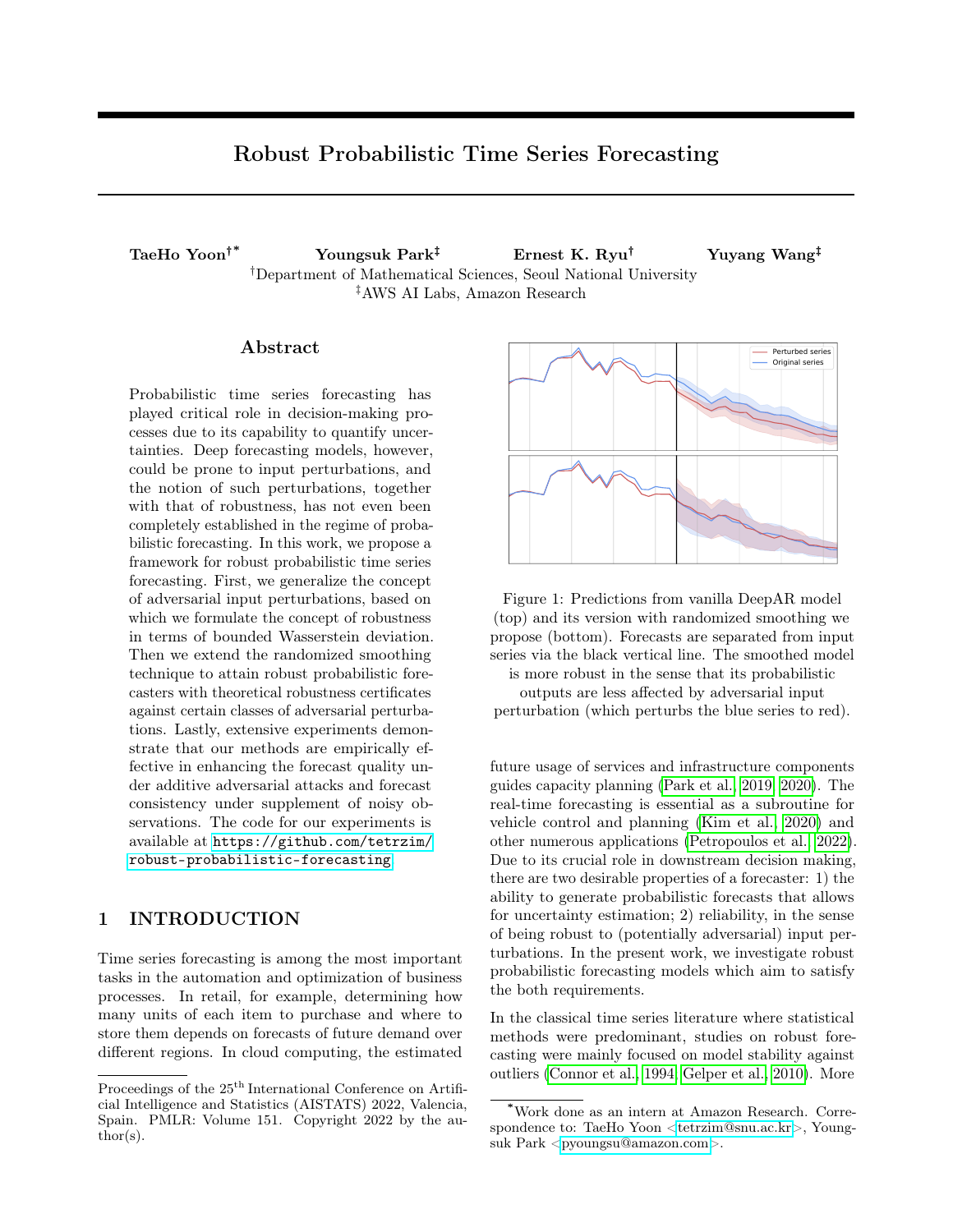# Robust Probabilistic Time Series Forecasting

**TaeHo Yoon**[†*] **Youngsuk Park**[‡] **Ernest K. Ryu**[†] **Yuyang Wang**[‡]

[†]Department of Mathematical Sciences, Seoul National University
[‡]AWS AI Labs, Amazon Research

## Abstract

Probabilistic time series forecasting has played critical role in decision-making processes due to its capability to quantify uncertainties. Deep forecasting models, however, could be prone to input perturbations, and the notion of such perturbations, together with that of robustness, has not even been completely established in the regime of probabilistic forecasting. In this work, we propose a framework for robust probabilistic time series forecasting. First, we generalize the concept of adversarial input perturbations, based on which we formulate the concept of robustness in terms of bounded Wasserstein deviation. Then we extend the randomized smoothing technique to attain robust probabilistic forecasters with theoretical robustness certificates against certain classes of adversarial perturbations. Lastly, extensive experiments demonstrate that our methods are empirically effective in enhancing the forecast quality under additive adversarial attacks and forecast consistency under supplement of noisy observations. The code for our experiments is available at `https://github.com/tetrzim/robust-probabilistic-forecasting`

Perturbed series
Original series

Figure 1: Predictions from vanilla DeepAR model (top) and its version with randomized smoothing we propose (bottom). Forecasts are separated from input series via the black vertical line. The smoothed model is more robust in the sense that its probabilistic outputs are less affected by adversarial input perturbation (which perturbs the blue series to red).

## 1 INTRODUCTION

Time series forecasting is among the most important tasks in the automation and optimization of business processes. In retail, for example, determining how many units of each item to purchase and where to store them depends on forecasts of future demand over different regions. In cloud computing, the estimated future usage of services and infrastructure components guides capacity planning (Park et al., 2019, 2020). The real-time forecasting is essential as a subroutine for vehicle control and planning (Kim et al., 2020) and other numerous applications (Petropoulos et al., 2022). Due to its crucial role in downstream decision making, there are two desirable properties of a forecaster: 1) the ability to generate probabilistic forecasts that allows for uncertainty estimation; 2) reliability, in the sense of being robust to (potentially adversarial) input perturbations. In the present work, we investigate robust probabilistic forecasting models which aim to satisfy the both requirements.

In the classical time series literature where statistical methods were predominant, studies on robust forecasting were mainly focused on model stability against outliers (Connor et al., 1994, Gelper et al., 2010). More

Proceedings of the 25[th] International Conference on Artificial Intelligence and Statistics (AISTATS) 2022, Valencia, Spain. PMLR: Volume 151. Copyright 2022 by the author(s).

[*]Work done as an intern at Amazon Research. Correspondence to: TaeHo Yoon <tetrzim@snu.ac.kr>, Youngsuk Park <pyoungsu@amazon.com>.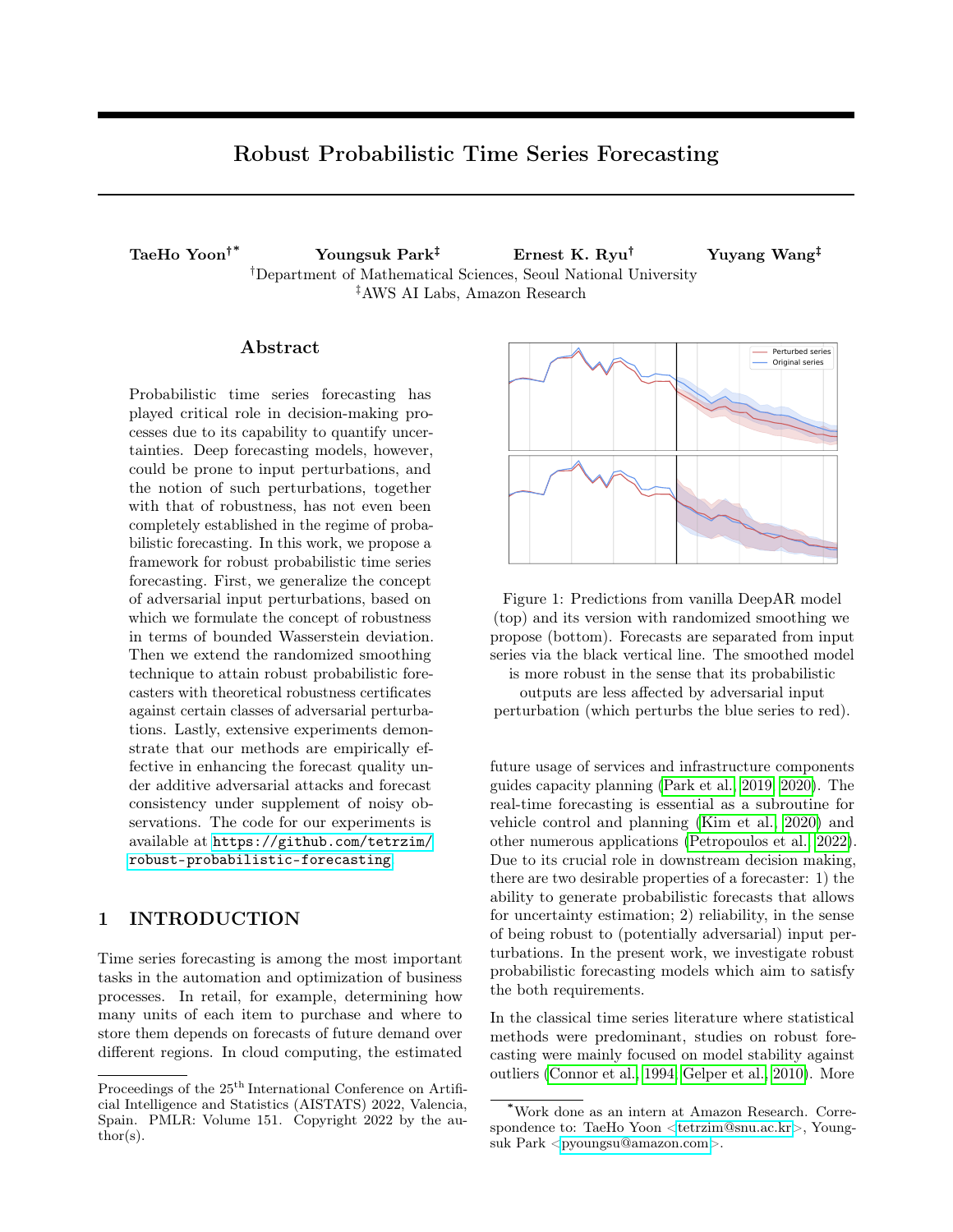# Robust Probabilistic Time Series Forecasting

**TaeHo Yoon**[†*] **Youngsuk Park**[‡] **Ernest K. Ryu**[†] **Yuyang Wang**[‡]

[†]Department of Mathematical Sciences, Seoul National University
[‡]AWS AI Labs, Amazon Research

## Abstract

Probabilistic time series forecasting has played critical role in decision-making processes due to its capability to quantify uncertainties. Deep forecasting models, however, could be prone to input perturbations, and the notion of such perturbations, together with that of robustness, has not even been completely established in the regime of probabilistic forecasting. In this work, we propose a framework for robust probabilistic time series forecasting. First, we generalize the concept of adversarial input perturbations, based on which we formulate the concept of robustness in terms of bounded Wasserstein deviation. Then we extend the randomized smoothing technique to attain robust probabilistic forecasters with theoretical robustness certificates against certain classes of adversarial perturbations. Lastly, extensive experiments demonstrate that our methods are empirically effective in enhancing the forecast quality under additive adversarial attacks and forecast consistency under supplement of noisy observations. The code for our experiments is available at `https://github.com/tetrzim/robust-probabilistic-forecasting`

Perturbed series
Original series

Figure 1: Predictions from vanilla DeepAR model (top) and its version with randomized smoothing we propose (bottom). Forecasts are separated from input series via the black vertical line. The smoothed model is more robust in the sense that its probabilistic outputs are less affected by adversarial input perturbation (which perturbs the blue series to red).

## 1 INTRODUCTION

Time series forecasting is among the most important tasks in the automation and optimization of business processes. In retail, for example, determining how many units of each item to purchase and where to store them depends on forecasts of future demand over different regions. In cloud computing, the estimated future usage of services and infrastructure components guides capacity planning (Park et al., 2019, 2020). The real-time forecasting is essential as a subroutine for vehicle control and planning (Kim et al., 2020) and other numerous applications (Petropoulos et al., 2022). Due to its crucial role in downstream decision making, there are two desirable properties of a forecaster: 1) the ability to generate probabilistic forecasts that allows for uncertainty estimation; 2) reliability, in the sense of being robust to (potentially adversarial) input perturbations. In the present work, we investigate robust probabilistic forecasting models which aim to satisfy the both requirements.

In the classical time series literature where statistical methods were predominant, studies on robust forecasting were mainly focused on model stability against outliers (Connor et al., 1994; Gelper et al., 2010). More

Proceedings of the 25[th] International Conference on Artificial Intelligence and Statistics (AISTATS) 2022, Valencia, Spain. PMLR: Volume 151. Copyright 2022 by the author(s).

[*]Work done as an intern at Amazon Research. Correspondence to: TaeHo Yoon <tetrzim@snu.ac.kr>, Youngsuk Park <pyoungsu@amazon.com>.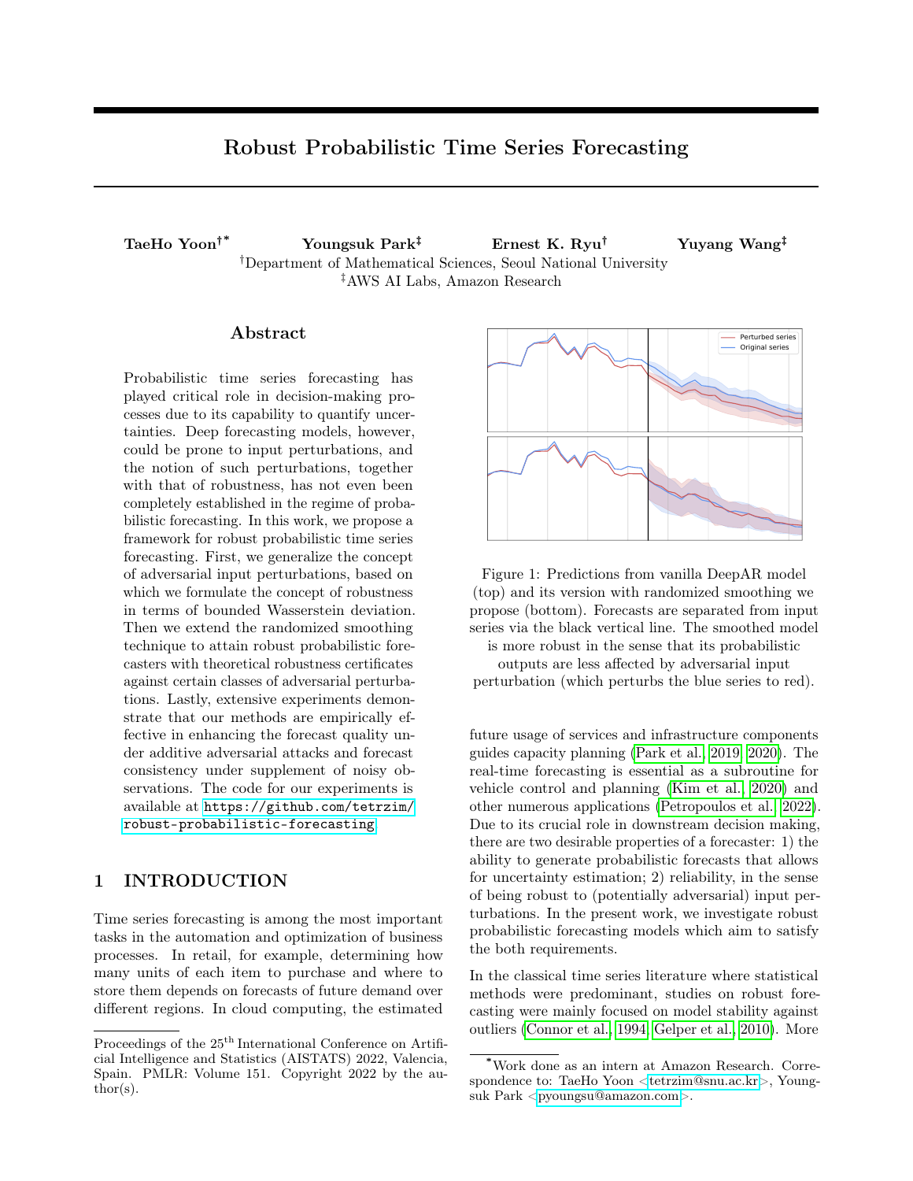# Robust Probabilistic Time Series Forecasting

**TaeHo Yoon**[†*] **Youngsuk Park**[‡] **Ernest K. Ryu**[†] **Yuyang Wang**[‡]

[†]Department of Mathematical Sciences, Seoul National University
[‡]AWS AI Labs, Amazon Research

## Abstract

Probabilistic time series forecasting has played critical role in decision-making processes due to its capability to quantify uncertainties. Deep forecasting models, however, could be prone to input perturbations, and the notion of such perturbations, together with that of robustness, has not even been completely established in the regime of probabilistic forecasting. In this work, we propose a framework for robust probabilistic time series forecasting. First, we generalize the concept of adversarial input perturbations, based on which we formulate the concept of robustness in terms of bounded Wasserstein deviation. Then we extend the randomized smoothing technique to attain robust probabilistic forecasters with theoretical robustness certificates against certain classes of adversarial perturbations. Lastly, extensive experiments demonstrate that our methods are empirically effective in enhancing the forecast quality under additive adversarial attacks and forecast consistency under supplement of noisy observations. The code for our experiments is available at https://github.com/tetrzim/robust-probabilistic-forecasting.

Perturbed series
Original series

Figure 1: Predictions from vanilla DeepAR model (top) and its version with randomized smoothing we propose (bottom). Forecasts are separated from input series via the black vertical line. The smoothed model is more robust in the sense that its probabilistic outputs are less affected by adversarial input perturbation (which perturbs the blue series to red).

## 1 INTRODUCTION

Time series forecasting is among the most important tasks in the automation and optimization of business processes. In retail, for example, determining how many units of each item to purchase and where to store them depends on forecasts of future demand over different regions. In cloud computing, the estimated future usage of services and infrastructure components guides capacity planning (Park et al., 2019, 2020). The real-time forecasting is essential as a subroutine for vehicle control and planning (Kim et al., 2020) and other numerous applications (Petropoulos et al., 2022). Due to its crucial role in downstream decision making, there are two desirable properties of a forecaster: 1) the ability to generate probabilistic forecasts that allows for uncertainty estimation; 2) reliability, in the sense of being robust to (potentially adversarial) input perturbations. In the present work, we investigate robust probabilistic forecasting models which aim to satisfy the both requirements.

In the classical time series literature where statistical methods were predominant, studies on robust forecasting were mainly focused on model stability against outliers (Connor et al., 1994, Gelper et al., 2010). More

Proceedings of the 25[th] International Conference on Artificial Intelligence and Statistics (AISTATS) 2022, Valencia, Spain. PMLR: Volume 151. Copyright 2022 by the author(s).

[*]Work done as an intern at Amazon Research. Correspondence to: TaeHo Yoon <tetrzim@snu.ac.kr>, Youngsuk Park <pyoungsu@amazon.com>.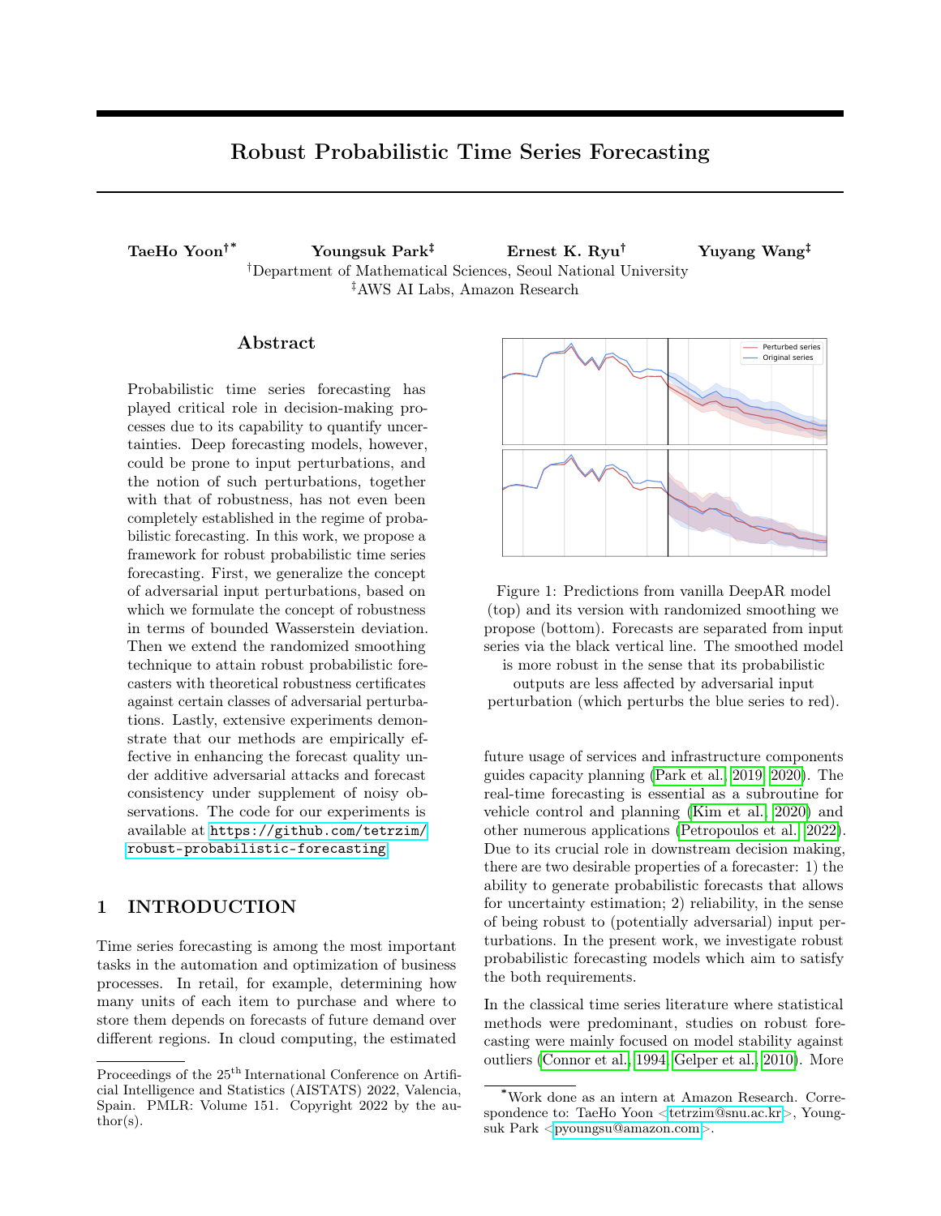# Robust Probabilistic Time Series Forecasting

**TaeHo Yoon**[†*] **Youngsuk Park**[‡] **Ernest K. Ryu**[†] **Yuyang Wang**[‡]

[†]Department of Mathematical Sciences, Seoul National University
[‡]AWS AI Labs, Amazon Research

## Abstract

Probabilistic time series forecasting has played critical role in decision-making processes due to its capability to quantify uncertainties. Deep forecasting models, however, could be prone to input perturbations, and the notion of such perturbations, together with that of robustness, has not even been completely established in the regime of probabilistic forecasting. In this work, we propose a framework for robust probabilistic time series forecasting. First, we generalize the concept of adversarial input perturbations, based on which we formulate the concept of robustness in terms of bounded Wasserstein deviation. Then we extend the randomized smoothing technique to attain robust probabilistic forecasters with theoretical robustness certificates against certain classes of adversarial perturbations. Lastly, extensive experiments demonstrate that our methods are empirically effective in enhancing the forecast quality under additive adversarial attacks and forecast consistency under supplement of noisy observations. The code for our experiments is available at `https://github.com/tetrzim/robust-probabilistic-forecasting`

Perturbed series
Original series

Figure 1: Predictions from vanilla DeepAR model (top) and its version with randomized smoothing we propose (bottom). Forecasts are separated from input series via the black vertical line. The smoothed model is more robust in the sense that its probabilistic outputs are less affected by adversarial input perturbation (which perturbs the blue series to red).

## 1 INTRODUCTION

Time series forecasting is among the most important tasks in the automation and optimization of business processes. In retail, for example, determining how many units of each item to purchase and where to store them depends on forecasts of future demand over different regions. In cloud computing, the estimated future usage of services and infrastructure components guides capacity planning (Park et al., 2019, 2020). The real-time forecasting is essential as a subroutine for vehicle control and planning (Kim et al., 2020) and other numerous applications (Petropoulos et al., 2022). Due to its crucial role in downstream decision making, there are two desirable properties of a forecaster: 1) the ability to generate probabilistic forecasts that allows for uncertainty estimation; 2) reliability, in the sense of being robust to (potentially adversarial) input perturbations. In the present work, we investigate robust probabilistic forecasting models which aim to satisfy the both requirements.

In the classical time series literature where statistical methods were predominant, studies on robust forecasting were mainly focused on model stability against outliers (Connor et al., 1994; Gelper et al., 2010). More

Proceedings of the 25[th] International Conference on Artificial Intelligence and Statistics (AISTATS) 2022, Valencia, Spain. PMLR: Volume 151. Copyright 2022 by the author(s).

[*]Work done as an intern at Amazon Research. Correspondence to: TaeHo Yoon <tetrzim@snu.ac.kr>, Youngsuk Park <pyoungsu@amazon.com>.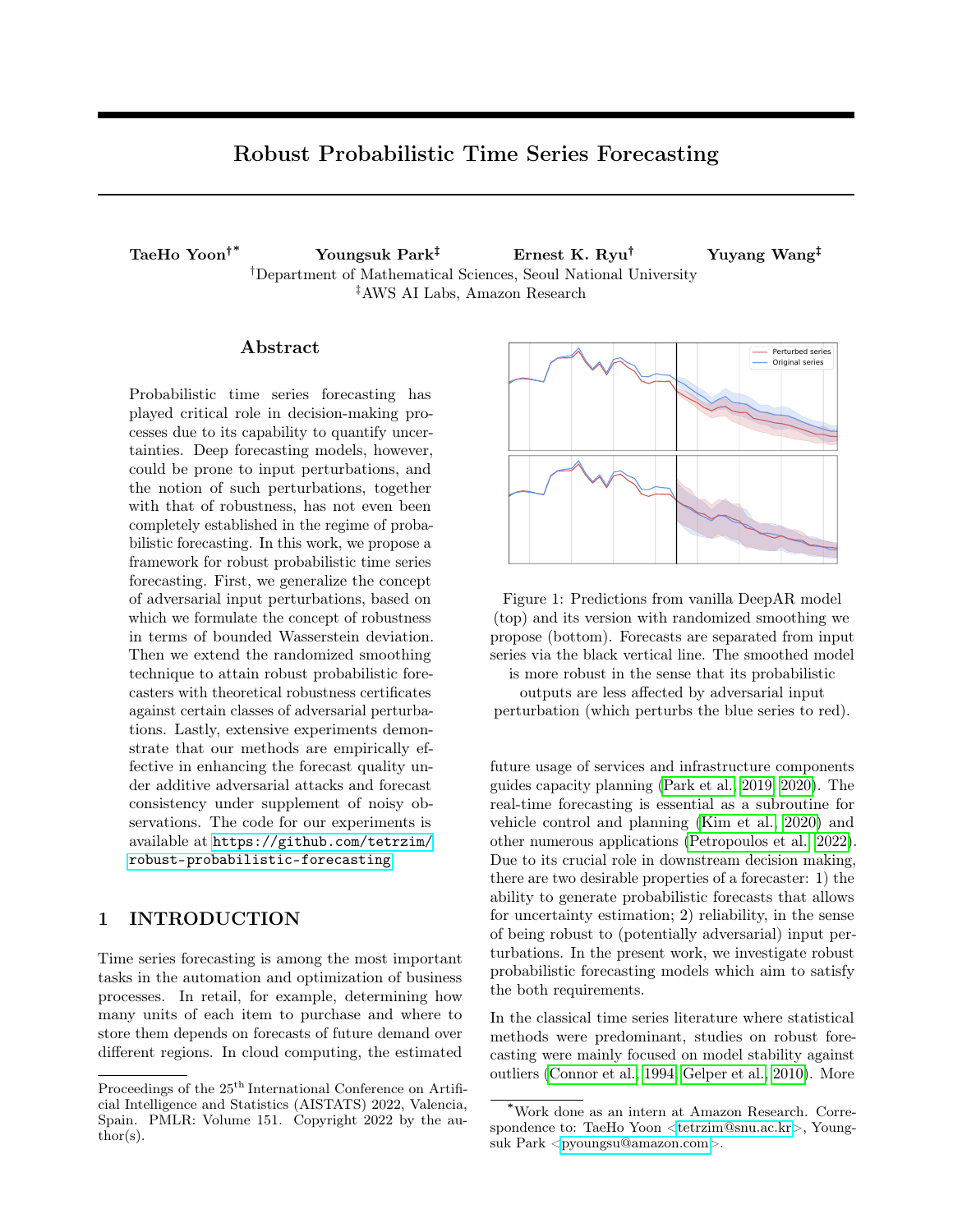# Robust Probabilistic Time Series Forecasting

**TaeHo Yoon**[†*] **Youngsuk Park**[‡] **Ernest K. Ryu**[†] **Yuyang Wang**[‡]

[†]Department of Mathematical Sciences, Seoul National University
[‡]AWS AI Labs, Amazon Research

## Abstract

Probabilistic time series forecasting has played critical role in decision-making processes due to its capability to quantify uncertainties. Deep forecasting models, however, could be prone to input perturbations, and the notion of such perturbations, together with that of robustness, has not even been completely established in the regime of probabilistic forecasting. In this work, we propose a framework for robust probabilistic time series forecasting. First, we generalize the concept of adversarial input perturbations, based on which we formulate the concept of robustness in terms of bounded Wasserstein deviation. Then we extend the randomized smoothing technique to attain robust probabilistic forecasters with theoretical robustness certificates against certain classes of adversarial perturbations. Lastly, extensive experiments demonstrate that our methods are empirically effective in enhancing the forecast quality under additive adversarial attacks and forecast consistency under supplement of noisy observations. The code for our experiments is available at `https://github.com/tetrzim/robust-probabilistic-forecasting`

Perturbed series
Original series

Figure 1: Predictions from vanilla DeepAR model (top) and its version with randomized smoothing we propose (bottom). Forecasts are separated from input series via the black vertical line. The smoothed model is more robust in the sense that its probabilistic outputs are less affected by adversarial input perturbation (which perturbs the blue series to red).

## 1 INTRODUCTION

Time series forecasting is among the most important tasks in the automation and optimization of business processes. In retail, for example, determining how many units of each item to purchase and where to store them depends on forecasts of future demand over different regions. In cloud computing, the estimated future usage of services and infrastructure components guides capacity planning (Park et al., 2019, 2020). The real-time forecasting is essential as a subroutine for vehicle control and planning (Kim et al., 2020) and other numerous applications (Petropoulos et al., 2022). Due to its crucial role in downstream decision making, there are two desirable properties of a forecaster: 1) the ability to generate probabilistic forecasts that allows for uncertainty estimation; 2) reliability, in the sense of being robust to (potentially adversarial) input perturbations. In the present work, we investigate robust probabilistic forecasting models which aim to satisfy the both requirements.

In the classical time series literature where statistical methods were predominant, studies on robust forecasting were mainly focused on model stability against outliers (Connor et al., 1994, Gelper et al., 2010). More

Proceedings of the 25[th] International Conference on Artificial Intelligence and Statistics (AISTATS) 2022, Valencia, Spain. PMLR: Volume 151. Copyright 2022 by the author(s).

[*]Work done as an intern at Amazon Research. Correspondence to: TaeHo Yoon <tetrzim@snu.ac.kr>, Youngsuk Park <pyoungsu@amazon.com>.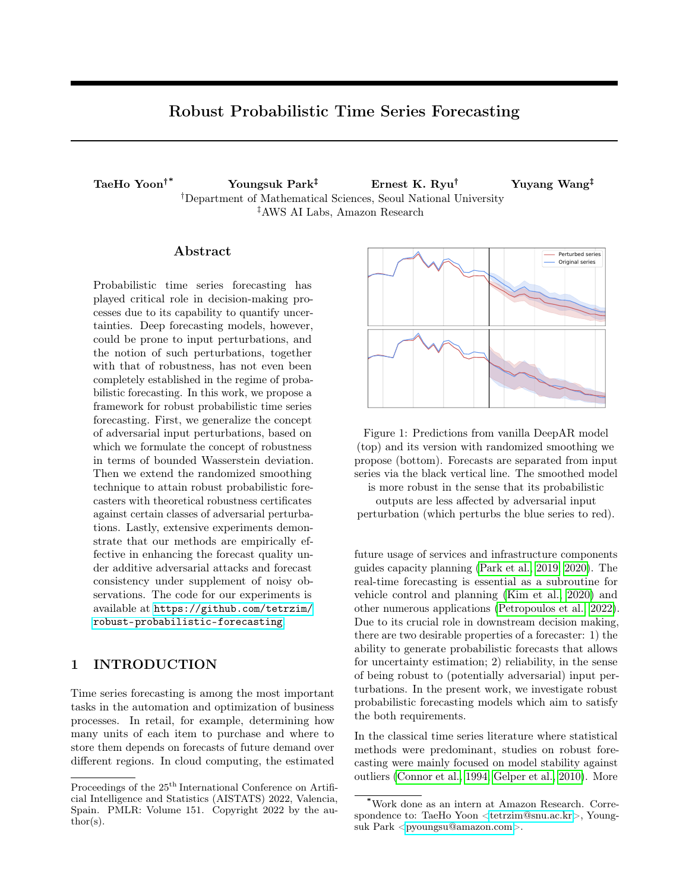# Robust Probabilistic Time Series Forecasting

**TaeHo Yoon**[†*] **Youngsuk Park**[‡] **Ernest K. Ryu**[†] **Yuyang Wang**[‡]

[†]Department of Mathematical Sciences, Seoul National University
[‡]AWS AI Labs, Amazon Research

## Abstract

Probabilistic time series forecasting has played critical role in decision-making processes due to its capability to quantify uncertainties. Deep forecasting models, however, could be prone to input perturbations, and the notion of such perturbations, together with that of robustness, has not even been completely established in the regime of probabilistic forecasting. In this work, we propose a framework for robust probabilistic time series forecasting. First, we generalize the concept of adversarial input perturbations, based on which we formulate the concept of robustness in terms of bounded Wasserstein deviation. Then we extend the randomized smoothing technique to attain robust probabilistic forecasters with theoretical robustness certificates against certain classes of adversarial perturbations. Lastly, extensive experiments demonstrate that our methods are empirically effective in enhancing the forecast quality under additive adversarial attacks and forecast consistency under supplement of noisy observations. The code for our experiments is available at https://github.com/tetrzim/robust-probabilistic-forecasting.

Perturbed series
Original series

Figure 1: Predictions from vanilla DeepAR model (top) and its version with randomized smoothing we propose (bottom). Forecasts are separated from input series via the black vertical line. The smoothed model is more robust in the sense that its probabilistic outputs are less affected by adversarial input perturbation (which perturbs the blue series to red).

## 1 INTRODUCTION

Time series forecasting is among the most important tasks in the automation and optimization of business processes. In retail, for example, determining how many units of each item to purchase and where to store them depends on forecasts of future demand over different regions. In cloud computing, the estimated future usage of services and infrastructure components guides capacity planning (Park et al., 2019, 2020). The real-time forecasting is essential as a subroutine for vehicle control and planning (Kim et al., 2020) and other numerous applications (Petropoulos et al., 2022). Due to its crucial role in downstream decision making, there are two desirable properties of a forecaster: 1) the ability to generate probabilistic forecasts that allows for uncertainty estimation; 2) reliability, in the sense of being robust to (potentially adversarial) input perturbations. In the present work, we investigate robust probabilistic forecasting models which aim to satisfy the both requirements.

In the classical time series literature where statistical methods were predominant, studies on robust forecasting were mainly focused on model stability against outliers (Connor et al., 1994; Gelper et al., 2010). More

---

Proceedings of the 25[th] International Conference on Artificial Intelligence and Statistics (AISTATS) 2022, Valencia, Spain. PMLR: Volume 151. Copyright 2022 by the author(s).

[*]Work done as an intern at Amazon Research. Correspondence to: TaeHo Yoon <tetrzim@snu.ac.kr>, Youngsuk Park <pyoungsu@amazon.com>.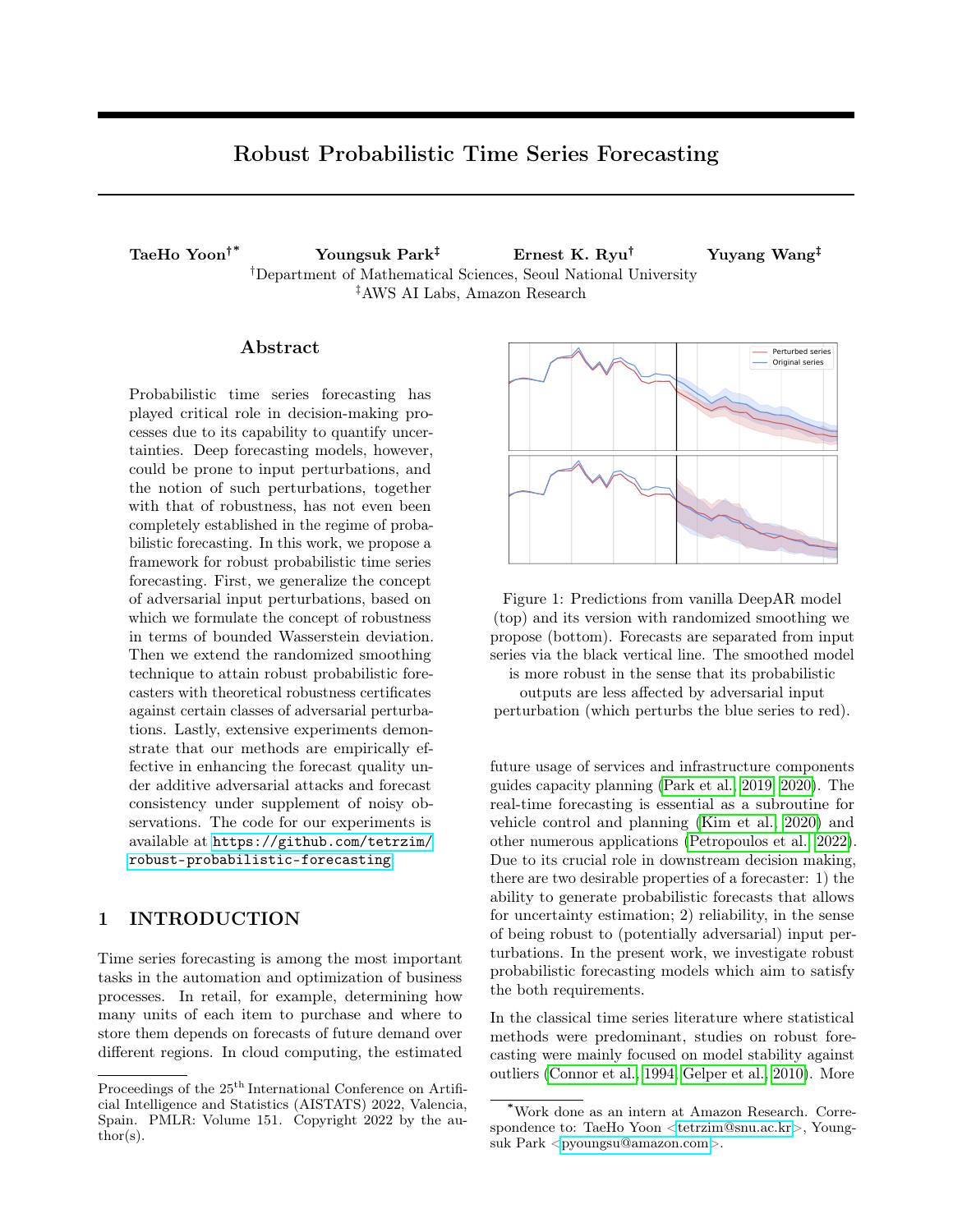# Robust Probabilistic Time Series Forecasting

**TaeHo Yoon[†*]** **Youngsuk Park[‡]** **Ernest K. Ryu[†]** **Yuyang Wang[‡]**

[†]Department of Mathematical Sciences, Seoul National University
[‡]AWS AI Labs, Amazon Research

## Abstract

Probabilistic time series forecasting has played critical role in decision-making processes due to its capability to quantify uncertainties. Deep forecasting models, however, could be prone to input perturbations, and the notion of such perturbations, together with that of robustness, has not even been completely established in the regime of probabilistic forecasting. In this work, we propose a framework for robust probabilistic time series forecasting. First, we generalize the concept of adversarial input perturbations, based on which we formulate the concept of robustness in terms of bounded Wasserstein deviation. Then we extend the randomized smoothing technique to attain robust probabilistic forecasters with theoretical robustness certificates against certain classes of adversarial perturbations. Lastly, extensive experiments demonstrate that our methods are empirically effective in enhancing the forecast quality under additive adversarial attacks and forecast consistency under supplement of noisy observations. The code for our experiments is available at https://github.com/tetrzim/robust-probabilistic-forecasting.

Perturbed series
Original series

Figure 1: Predictions from vanilla DeepAR model (top) and its version with randomized smoothing we propose (bottom). Forecasts are separated from input series via the black vertical line. The smoothed model is more robust in the sense that its probabilistic outputs are less affected by adversarial input perturbation (which perturbs the blue series to red).

## 1 INTRODUCTION

Time series forecasting is among the most important tasks in the automation and optimization of business processes. In retail, for example, determining how many units of each item to purchase and where to store them depends on forecasts of future demand over different regions. In cloud computing, the estimated future usage of services and infrastructure components guides capacity planning (Park et al., 2019, 2020). The real-time forecasting is essential as a subroutine for vehicle control and planning (Kim et al., 2020) and other numerous applications (Petropoulos et al., 2022). Due to its crucial role in downstream decision making, there are two desirable properties of a forecaster: 1) the ability to generate probabilistic forecasts that allows for uncertainty estimation; 2) reliability, in the sense of being robust to (potentially adversarial) input perturbations. In the present work, we investigate robust probabilistic forecasting models which aim to satisfy the both requirements.

In the classical time series literature where statistical methods were predominant, studies on robust forecasting were mainly focused on model stability against outliers (Connor et al., 1994; Gelper et al., 2010). More

Proceedings of the 25[th] International Conference on Artificial Intelligence and Statistics (AISTATS) 2022, Valencia, Spain. PMLR: Volume 151. Copyright 2022 by the author(s).

[*]Work done as an intern at Amazon Research. Correspondence to: TaeHo Yoon <tetrzim@snu.ac.kr>, Youngsuk Park <pyoungsu@amazon.com>.